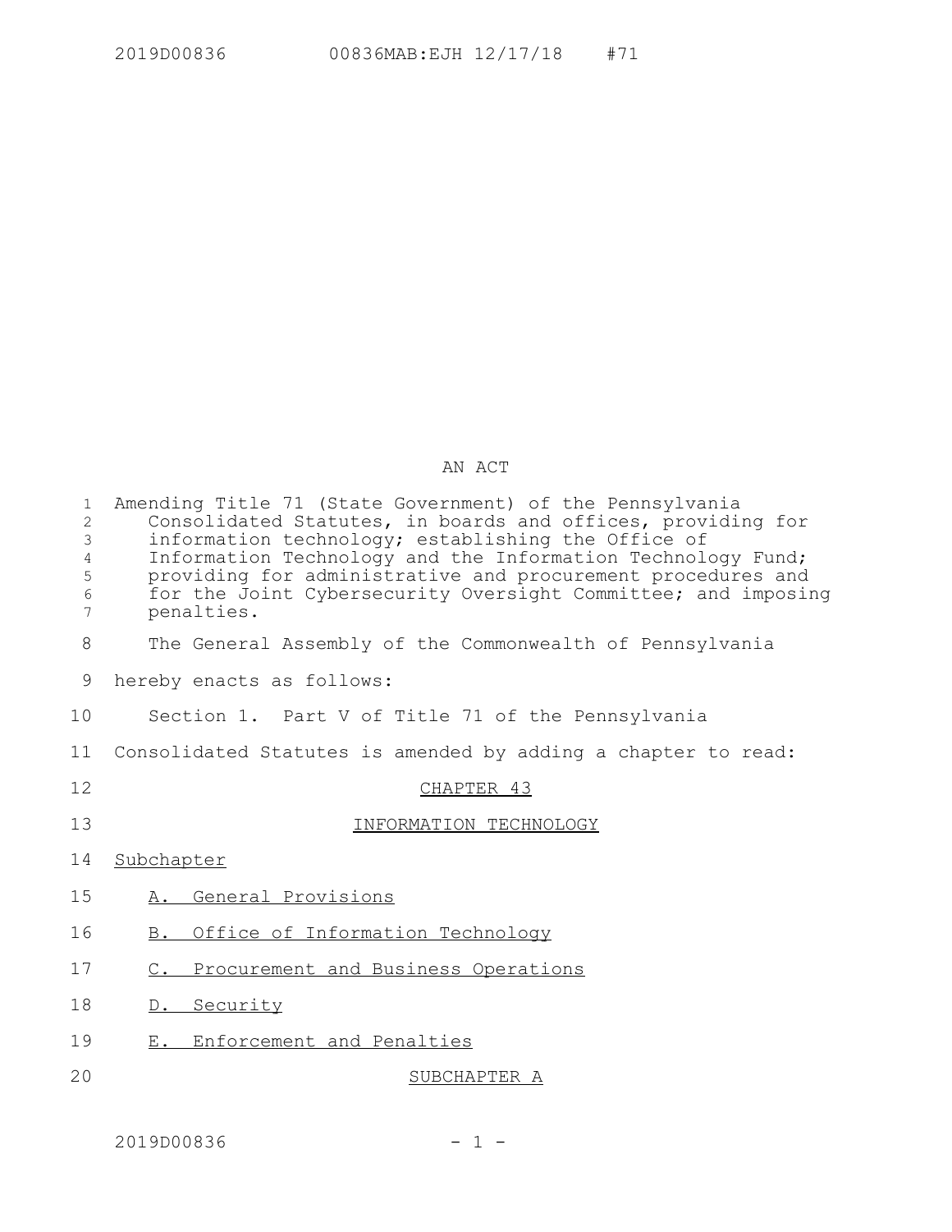# AN ACT

Amending Title 71 (State Government) of the Pennsylvania Consolidated Statutes, in boards and offices, providing for information technology; establishing the Office of Information Technology and the Information Technology Fund; providing for administrative and procurement procedures and for the Joint Cybersecurity Oversight Committee; and imposing penalties.

The General Assembly of the Commonwealth of Pennsylvania hereby enacts as follows:

Section 1. Part V of Title 71 of the Pennsylvania Consolidated Statutes is amended by adding a chapter to read:

## CHAPTER 43

## INFORMATION TECHNOLOGY

Subchapter

A. General Provisions

B. Office of Information Technology

C. Procurement and Business Operations

D. Security

E. Enforcement and Penalties

### SUBCHAPTER A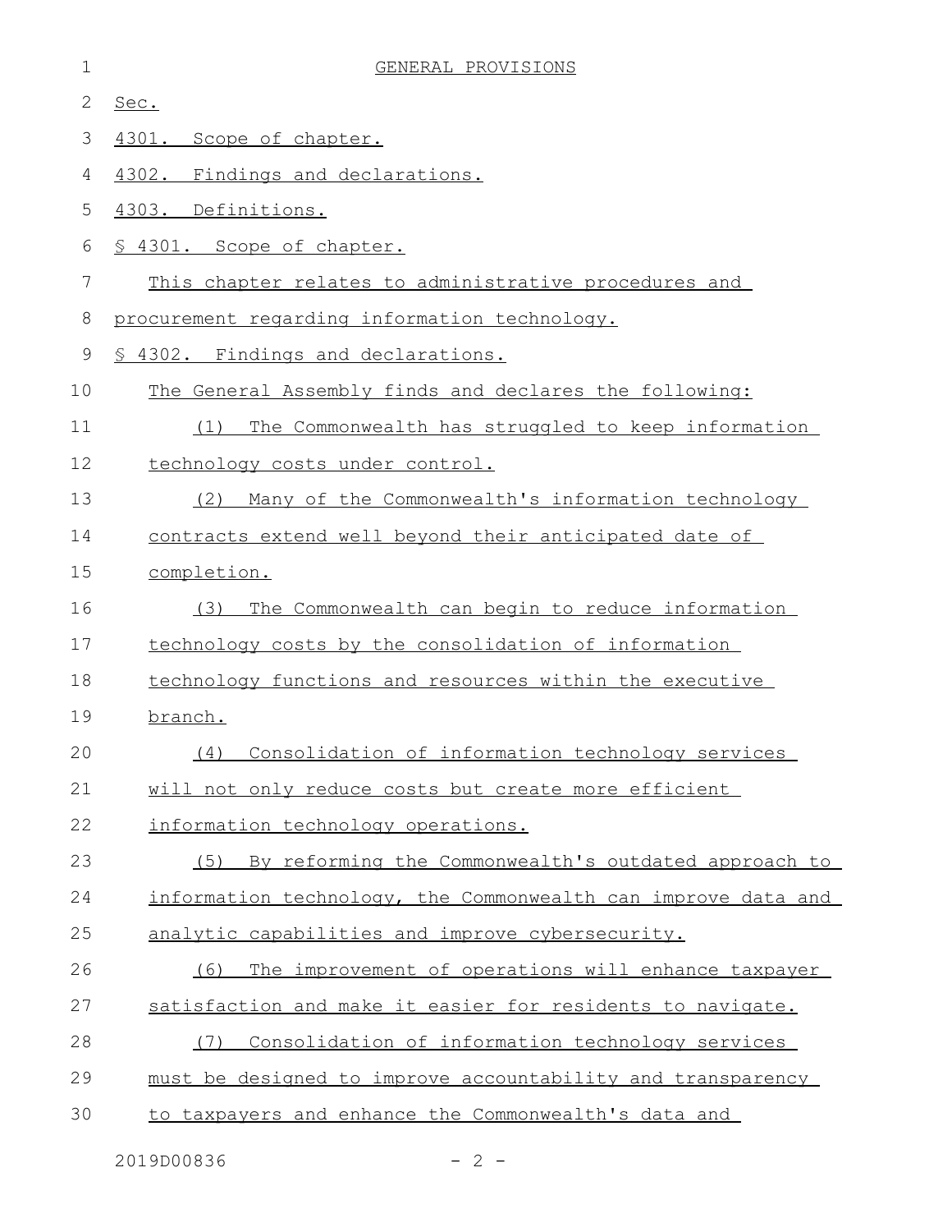GENERAL PROVISIONS

Sec.

4301. Scope of chapter.

4302. Findings and declarations.

4303. Definitions.

§ 4301. Scope of chapter.

This chapter relates to administrative procedures and procurement regarding information technology.

§ 4302. Findings and declarations.

The General Assembly finds and declares the following:

(1) The Commonwealth has struggled to keep information technology costs under control.

(2) Many of the Commonwealth's information technology contracts extend well beyond their anticipated date of completion.

(3) The Commonwealth can begin to reduce information technology costs by the consolidation of information technology functions and resources within the executive branch.

(4) Consolidation of information technology services will not only reduce costs but create more efficient information technology operations.

(5) By reforming the Commonwealth's outdated approach to information technology, the Commonwealth can improve data and analytic capabilities and improve cybersecurity.

(6) The improvement of operations will enhance taxpayer satisfaction and make it easier for residents to navigate.

(7) Consolidation of information technology services must be designed to improve accountability and transparency to taxpayers and enhance the Commonwealth's data and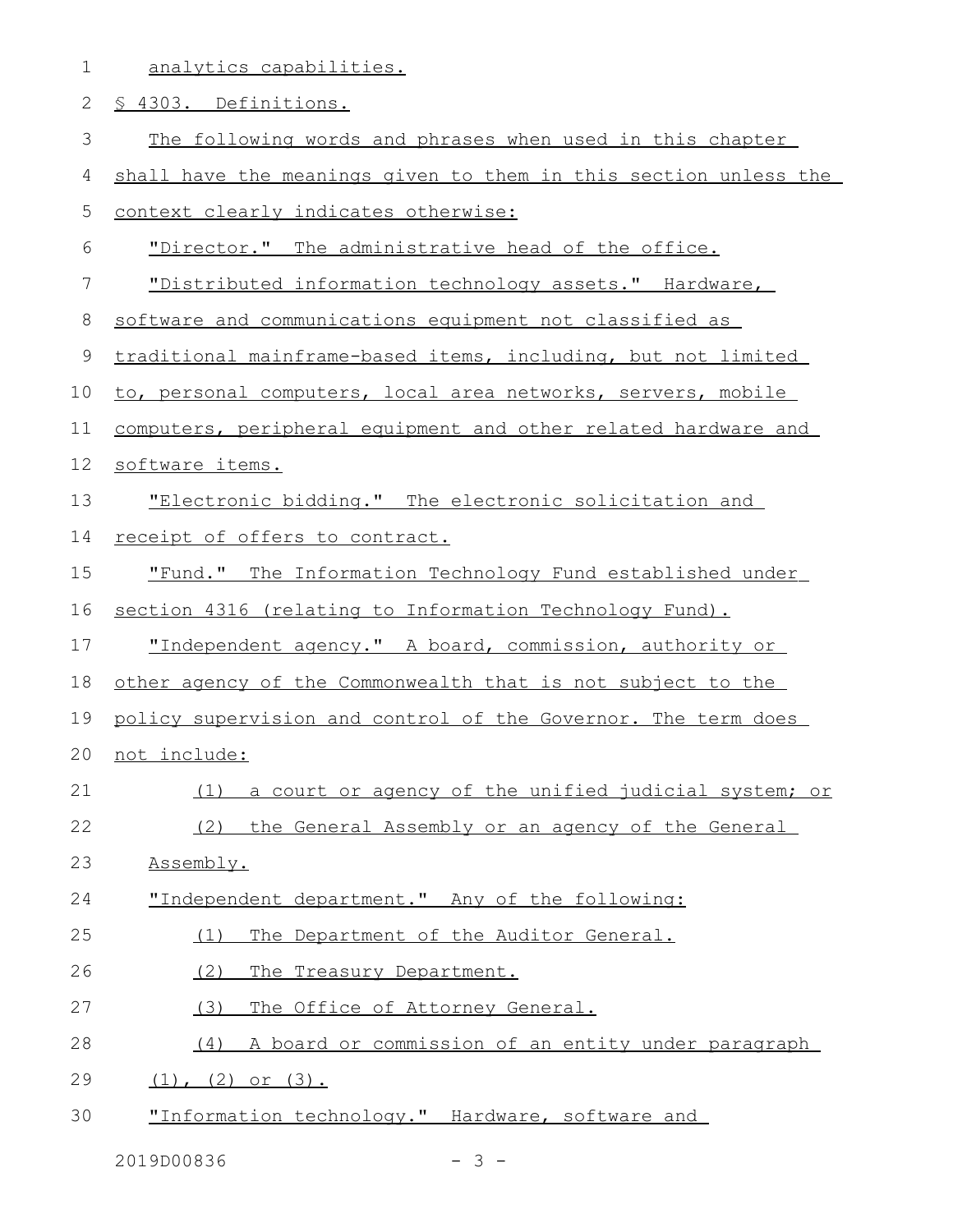analytics capabilities.

§ 4303. Definitions.

The following words and phrases when used in this chapter shall have the meanings given to them in this section unless the context clearly indicates otherwise:

"Director." The administrative head of the office.

"Distributed information technology assets." Hardware, software and communications equipment not classified as traditional mainframe-based items, including, but not limited to, personal computers, local area networks, servers, mobile computers, peripheral equipment and other related hardware and software items.

"Electronic bidding." The electronic solicitation and receipt of offers to contract.

"Fund." The Information Technology Fund established under section 4316 (relating to Information Technology Fund).

"Independent agency." A board, commission, authority or other agency of the Commonwealth that is not subject to the policy supervision and control of the Governor. The term does not include:

(1) a court or agency of the unified judicial system; or

(2) the General Assembly or an agency of the General Assembly.

"Independent department." Any of the following:

(1) The Department of the Auditor General.

(2) The Treasury Department.

(3) The Office of Attorney General.

(4) A board or commission of an entity under paragraph (1), (2) or (3).

"Information technology." Hardware, software and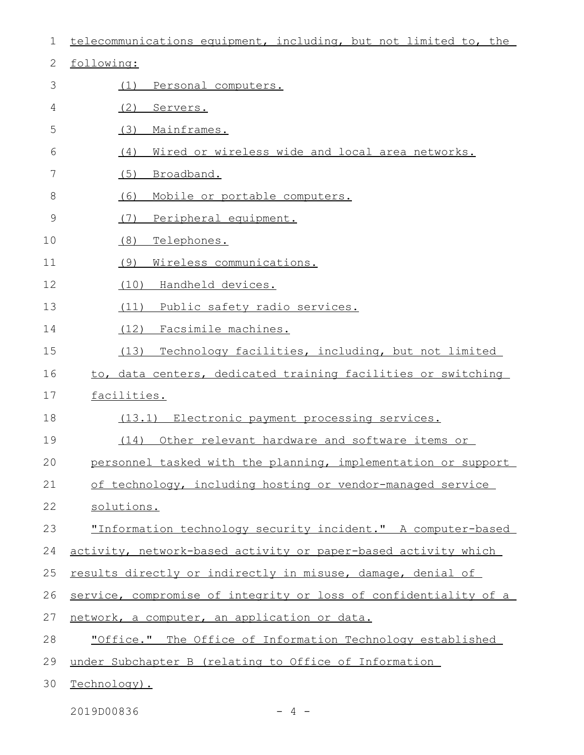telecommunications equipment, including, but not limited to, the following:

(1) Personal computers.

(2) Servers.

(3) Mainframes.

(4) Wired or wireless wide and local area networks.

(5) Broadband.

(6) Mobile or portable computers.

(7) Peripheral equipment.

(8) Telephones.

(9) Wireless communications.

(10) Handheld devices.

(11) Public safety radio services.

(12) Facsimile machines.

(13) Technology facilities, including, but not limited to, data centers, dedicated training facilities or switching facilities.

(13.1) Electronic payment processing services.

(14) Other relevant hardware and software items or personnel tasked with the planning, implementation or support of technology, including hosting or vendor-managed service solutions.

"Information technology security incident." A computer-based activity, network-based activity or paper-based activity which results directly or indirectly in misuse, damage, denial of service, compromise of integrity or loss of confidentiality of a network, a computer, an application or data.

"Office." The Office of Information Technology established under Subchapter B (relating to Office of Information Technology).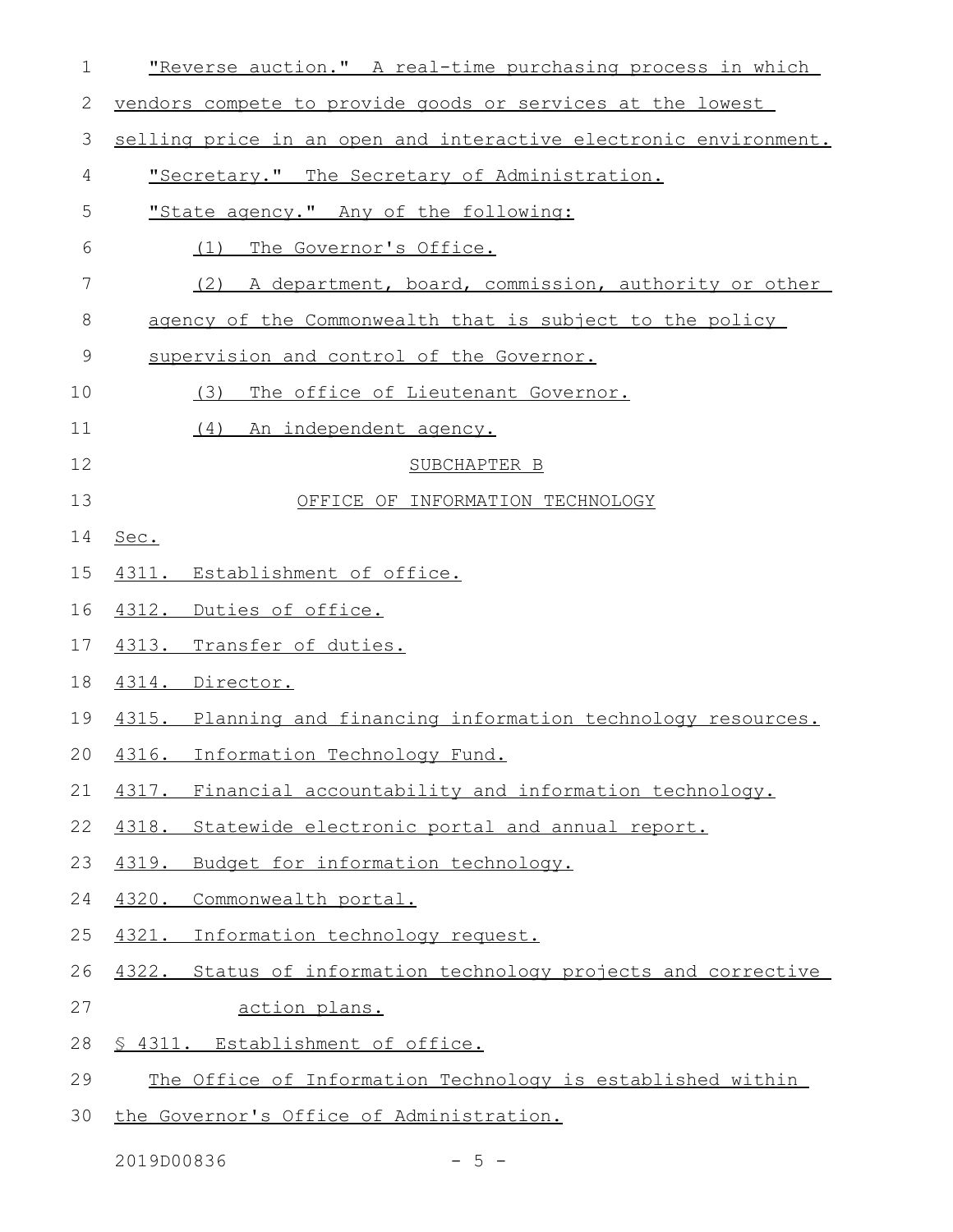"Reverse auction." A real-time purchasing process in which vendors compete to provide goods or services at the lowest selling price in an open and interactive electronic environment.

"Secretary." The Secretary of Administration.

"State agency." Any of the following:

(1) The Governor's Office.

(2) A department, board, commission, authority or other agency of the Commonwealth that is subject to the policy supervision and control of the Governor.

(3) The office of Lieutenant Governor.

(4) An independent agency.

SUBCHAPTER B

OFFICE OF INFORMATION TECHNOLOGY

Sec.

4311. Establishment of office.

4312. Duties of office.

4313. Transfer of duties.

4314. Director.

4315. Planning and financing information technology resources.

4316. Information Technology Fund.

4317. Financial accountability and information technology.

4318. Statewide electronic portal and annual report.

4319. Budget for information technology.

4320. Commonwealth portal.

4321. Information technology request.

4322. Status of information technology projects and corrective action plans.

§ 4311. Establishment of office.

The Office of Information Technology is established within the Governor's Office of Administration.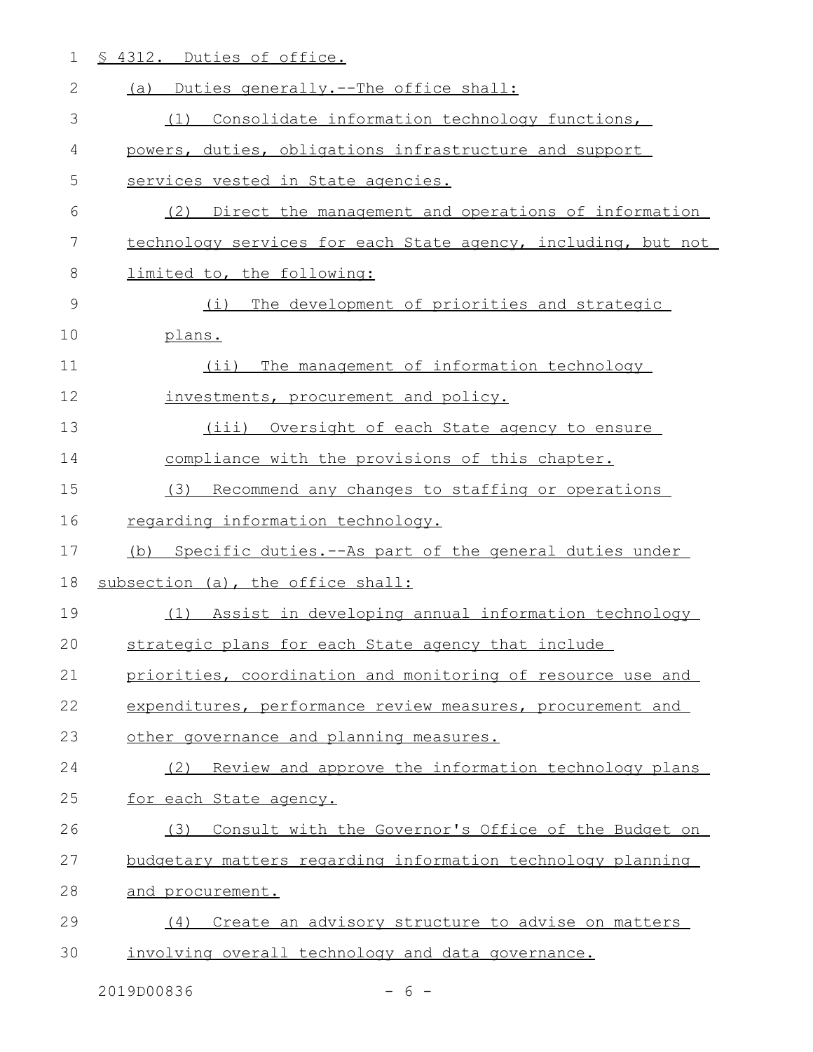§ 4312. Duties of office.

(a) Duties generally.--The office shall:

(1) Consolidate information technology functions, powers, duties, obligations infrastructure and support services vested in State agencies.

(2) Direct the management and operations of information technology services for each State agency, including, but not limited to, the following:

(i) The development of priorities and strategic plans.

(ii) The management of information technology investments, procurement and policy.

(iii) Oversight of each State agency to ensure compliance with the provisions of this chapter.

(3) Recommend any changes to staffing or operations regarding information technology.

(b) Specific duties.--As part of the general duties under subsection (a), the office shall:

(1) Assist in developing annual information technology strategic plans for each State agency that include priorities, coordination and monitoring of resource use and expenditures, performance review measures, procurement and other governance and planning measures.

(2) Review and approve the information technology plans for each State agency.

(3) Consult with the Governor's Office of the Budget on budgetary matters regarding information technology planning and procurement.

(4) Create an advisory structure to advise on matters involving overall technology and data governance.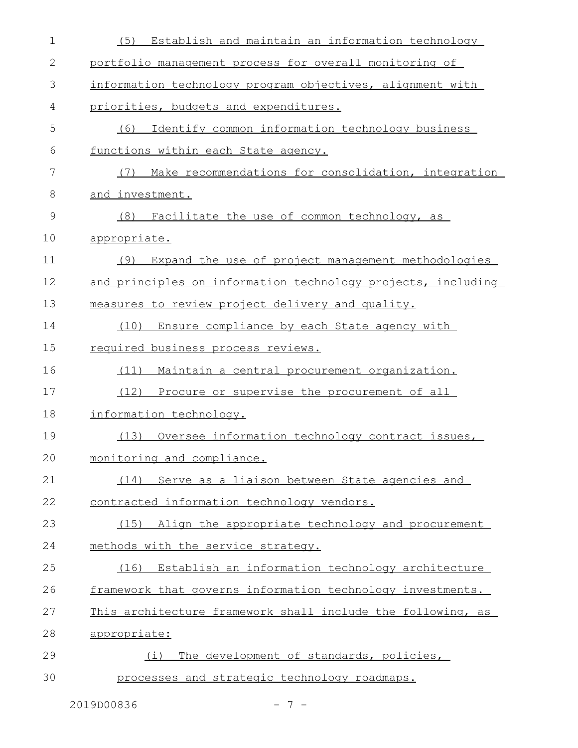(5) Establish and maintain an information technology portfolio management process for overall monitoring of information technology program objectives, alignment with priorities, budgets and expenditures.

(6) Identify common information technology business functions within each State agency.

(7) Make recommendations for consolidation, integration and investment.

(8) Facilitate the use of common technology, as appropriate.

(9) Expand the use of project management methodologies and principles on information technology projects, including measures to review project delivery and quality.

(10) Ensure compliance by each State agency with required business process reviews.

(11) Maintain a central procurement organization.

(12) Procure or supervise the procurement of all information technology.

(13) Oversee information technology contract issues, monitoring and compliance.

(14) Serve as a liaison between State agencies and contracted information technology vendors.

(15) Align the appropriate technology and procurement methods with the service strategy.

(16) Establish an information technology architecture framework that governs information technology investments. This architecture framework shall include the following, as appropriate:

(i) The development of standards, policies, processes and strategic technology roadmaps.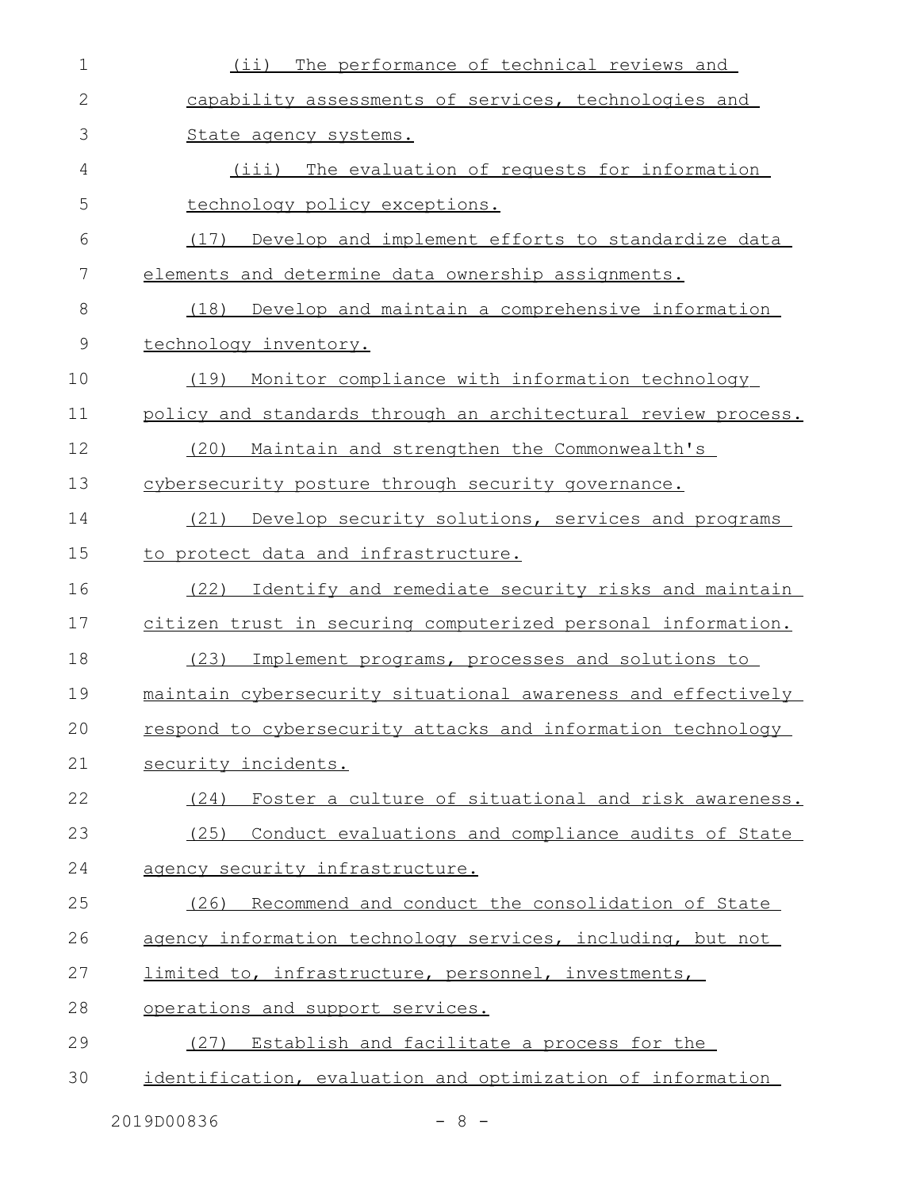(ii) The performance of technical reviews and capability assessments of services, technologies and State agency systems.

(iii) The evaluation of requests for information technology policy exceptions.

(17) Develop and implement efforts to standardize data elements and determine data ownership assignments.

(18) Develop and maintain a comprehensive information technology inventory.

(19) Monitor compliance with information technology policy and standards through an architectural review process.

(20) Maintain and strengthen the Commonwealth's cybersecurity posture through security governance.

(21) Develop security solutions, services and programs to protect data and infrastructure.

(22) Identify and remediate security risks and maintain citizen trust in securing computerized personal information.

(23) Implement programs, processes and solutions to maintain cybersecurity situational awareness and effectively respond to cybersecurity attacks and information technology security incidents.

(24) Foster a culture of situational and risk awareness.

(25) Conduct evaluations and compliance audits of State agency security infrastructure.

(26) Recommend and conduct the consolidation of State agency information technology services, including, but not limited to, infrastructure, personnel, investments, operations and support services.

(27) Establish and facilitate a process for the identification, evaluation and optimization of information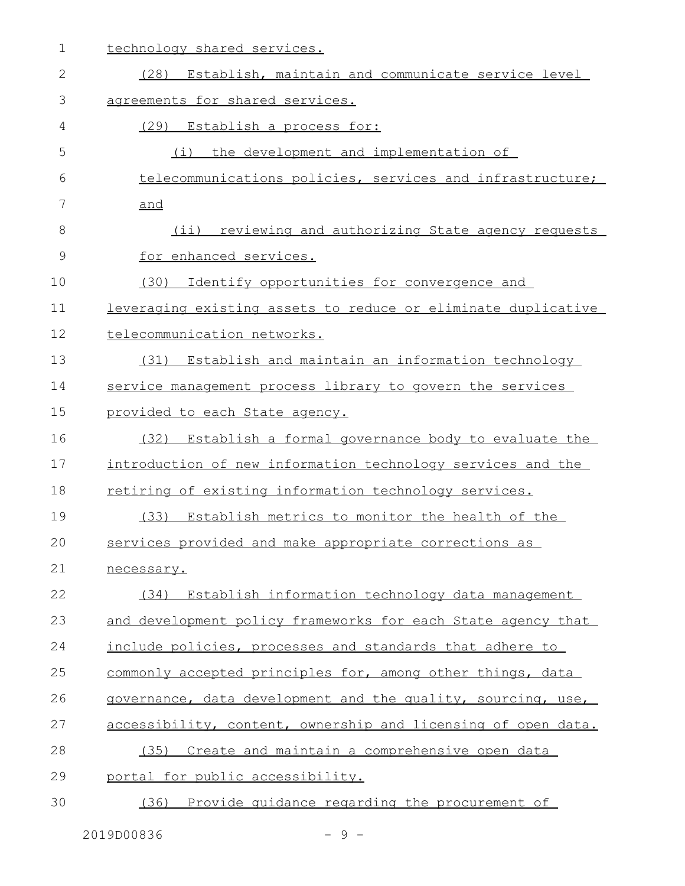technology shared services.

(28) Establish, maintain and communicate service level agreements for shared services.

(29) Establish a process for:

(i) the development and implementation of telecommunications policies, services and infrastructure; and

(ii) reviewing and authorizing State agency requests for enhanced services.

(30) Identify opportunities for convergence and leveraging existing assets to reduce or eliminate duplicative telecommunication networks.

(31) Establish and maintain an information technology service management process library to govern the services provided to each State agency.

(32) Establish a formal governance body to evaluate the introduction of new information technology services and the retiring of existing information technology services.

(33) Establish metrics to monitor the health of the services provided and make appropriate corrections as necessary.

(34) Establish information technology data management and development policy frameworks for each State agency that include policies, processes and standards that adhere to commonly accepted principles for, among other things, data governance, data development and the quality, sourcing, use, accessibility, content, ownership and licensing of open data.

(35) Create and maintain a comprehensive open data portal for public accessibility.

(36) Provide guidance regarding the procurement of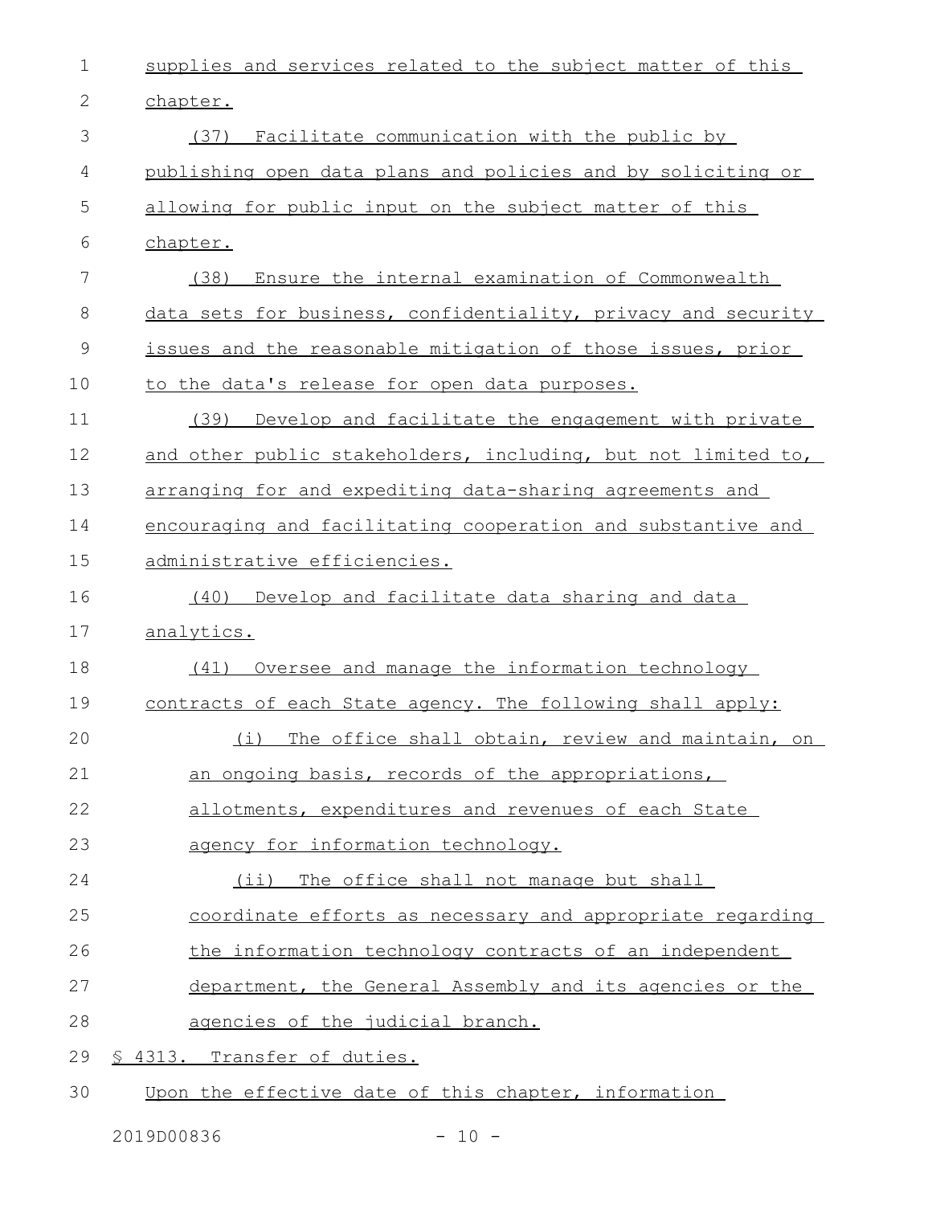supplies and services related to the subject matter of this chapter.

(37) Facilitate communication with the public by publishing open data plans and policies and by soliciting or allowing for public input on the subject matter of this chapter.

(38) Ensure the internal examination of Commonwealth data sets for business, confidentiality, privacy and security issues and the reasonable mitigation of those issues, prior to the data's release for open data purposes.

(39) Develop and facilitate the engagement with private and other public stakeholders, including, but not limited to, arranging for and expediting data-sharing agreements and encouraging and facilitating cooperation and substantive and administrative efficiencies.

(40) Develop and facilitate data sharing and data analytics.

(41) Oversee and manage the information technology contracts of each State agency. The following shall apply:

(i) The office shall obtain, review and maintain, on an ongoing basis, records of the appropriations, allotments, expenditures and revenues of each State agency for information technology.

(ii) The office shall not manage but shall coordinate efforts as necessary and appropriate regarding the information technology contracts of an independent department, the General Assembly and its agencies or the agencies of the judicial branch.

§ 4313. Transfer of duties.

Upon the effective date of this chapter, information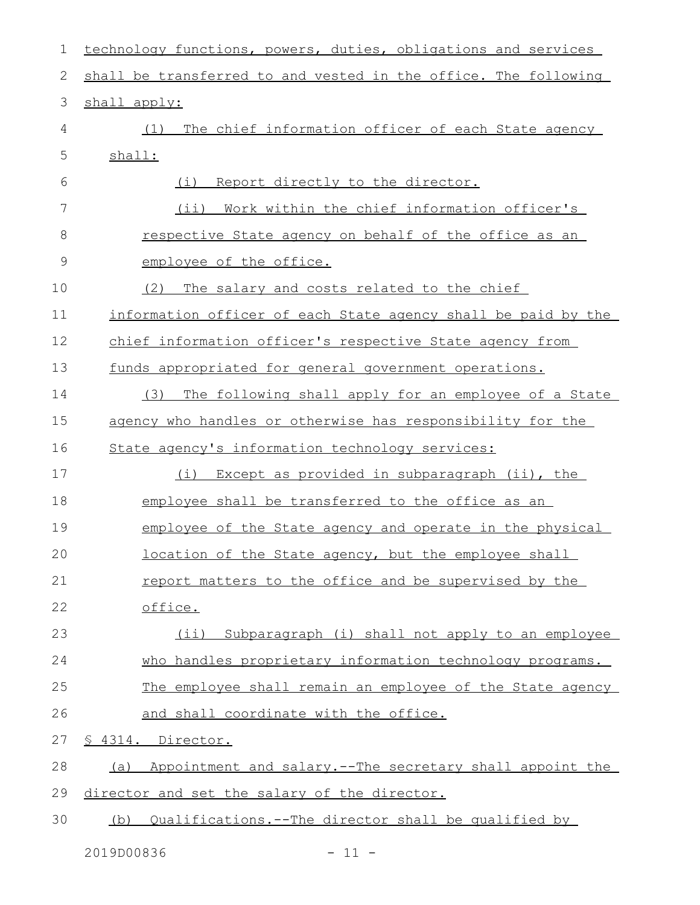technology functions, powers, duties, obligations and services shall be transferred to and vested in the office. The following shall apply:

(1) The chief information officer of each State agency shall:

(i) Report directly to the director.

(ii) Work within the chief information officer's respective State agency on behalf of the office as an employee of the office.

(2) The salary and costs related to the chief information officer of each State agency shall be paid by the chief information officer's respective State agency from funds appropriated for general government operations.

(3) The following shall apply for an employee of a State agency who handles or otherwise has responsibility for the State agency's information technology services:

(i) Except as provided in subparagraph (ii), the employee shall be transferred to the office as an employee of the State agency and operate in the physical location of the State agency, but the employee shall report matters to the office and be supervised by the office.

(ii) Subparagraph (i) shall not apply to an employee who handles proprietary information technology programs. The employee shall remain an employee of the State agency and shall coordinate with the office.

§ 4314. Director.

(a) Appointment and salary.--The secretary shall appoint the director and set the salary of the director.

(b) Qualifications.--The director shall be qualified by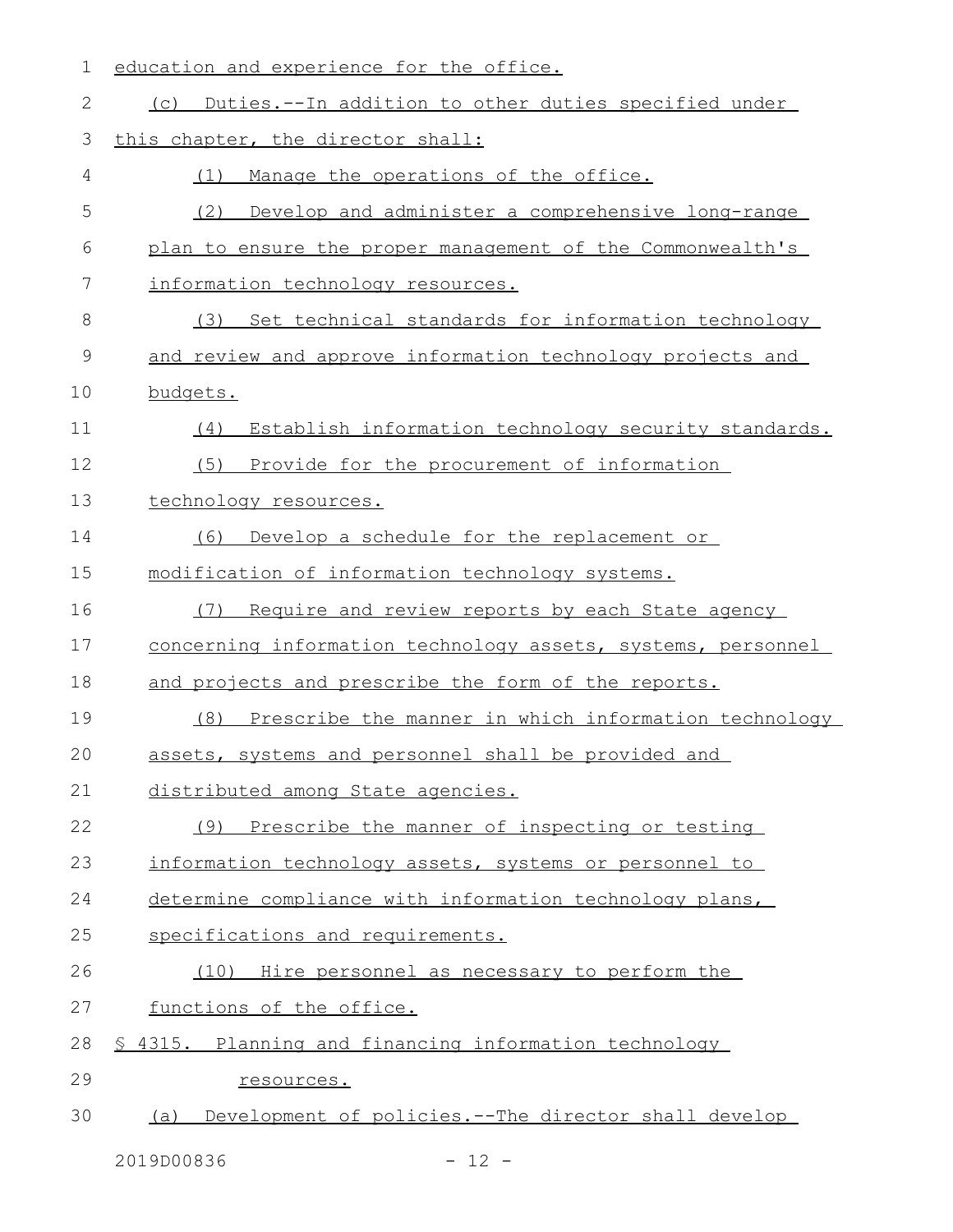education and experience for the office.

(c) Duties.--In addition to other duties specified under this chapter, the director shall:

(1) Manage the operations of the office.

(2) Develop and administer a comprehensive long-range plan to ensure the proper management of the Commonwealth's information technology resources.

(3) Set technical standards for information technology and review and approve information technology projects and budgets.

(4) Establish information technology security standards.

(5) Provide for the procurement of information technology resources.

(6) Develop a schedule for the replacement or modification of information technology systems.

(7) Require and review reports by each State agency concerning information technology assets, systems, personnel and projects and prescribe the form of the reports.

(8) Prescribe the manner in which information technology assets, systems and personnel shall be provided and distributed among State agencies.

(9) Prescribe the manner of inspecting or testing information technology assets, systems or personnel to determine compliance with information technology plans, specifications and requirements.

(10) Hire personnel as necessary to perform the functions of the office.

§ 4315. Planning and financing information technology resources.

(a) Development of policies.--The director shall develop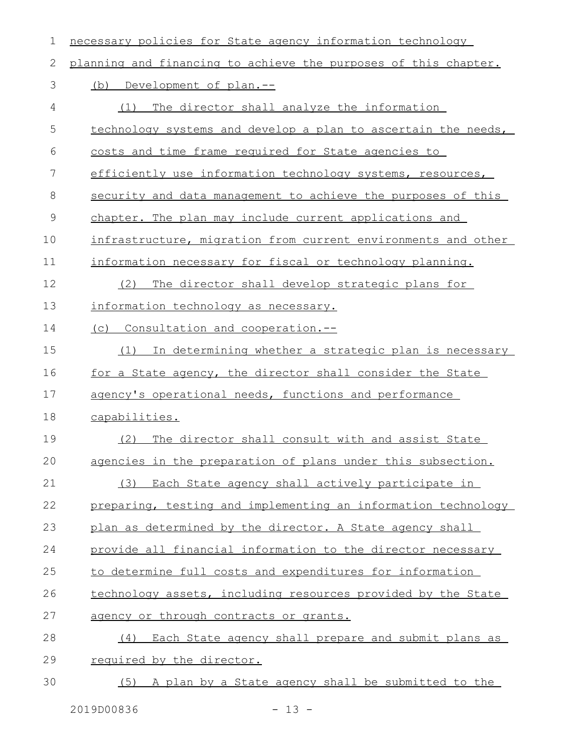necessary policies for State agency information technology planning and financing to achieve the purposes of this chapter.

(b) Development of plan.--

(1) The director shall analyze the information technology systems and develop a plan to ascertain the needs, costs and time frame required for State agencies to efficiently use information technology systems, resources, security and data management to achieve the purposes of this chapter. The plan may include current applications and infrastructure, migration from current environments and other information necessary for fiscal or technology planning.

(2) The director shall develop strategic plans for information technology as necessary.

(c) Consultation and cooperation.--

(1) In determining whether a strategic plan is necessary for a State agency, the director shall consider the State agency's operational needs, functions and performance capabilities.

(2) The director shall consult with and assist State agencies in the preparation of plans under this subsection.

(3) Each State agency shall actively participate in preparing, testing and implementing an information technology plan as determined by the director. A State agency shall provide all financial information to the director necessary to determine full costs and expenditures for information technology assets, including resources provided by the State agency or through contracts or grants.

(4) Each State agency shall prepare and submit plans as required by the director.

(5) A plan by a State agency shall be submitted to the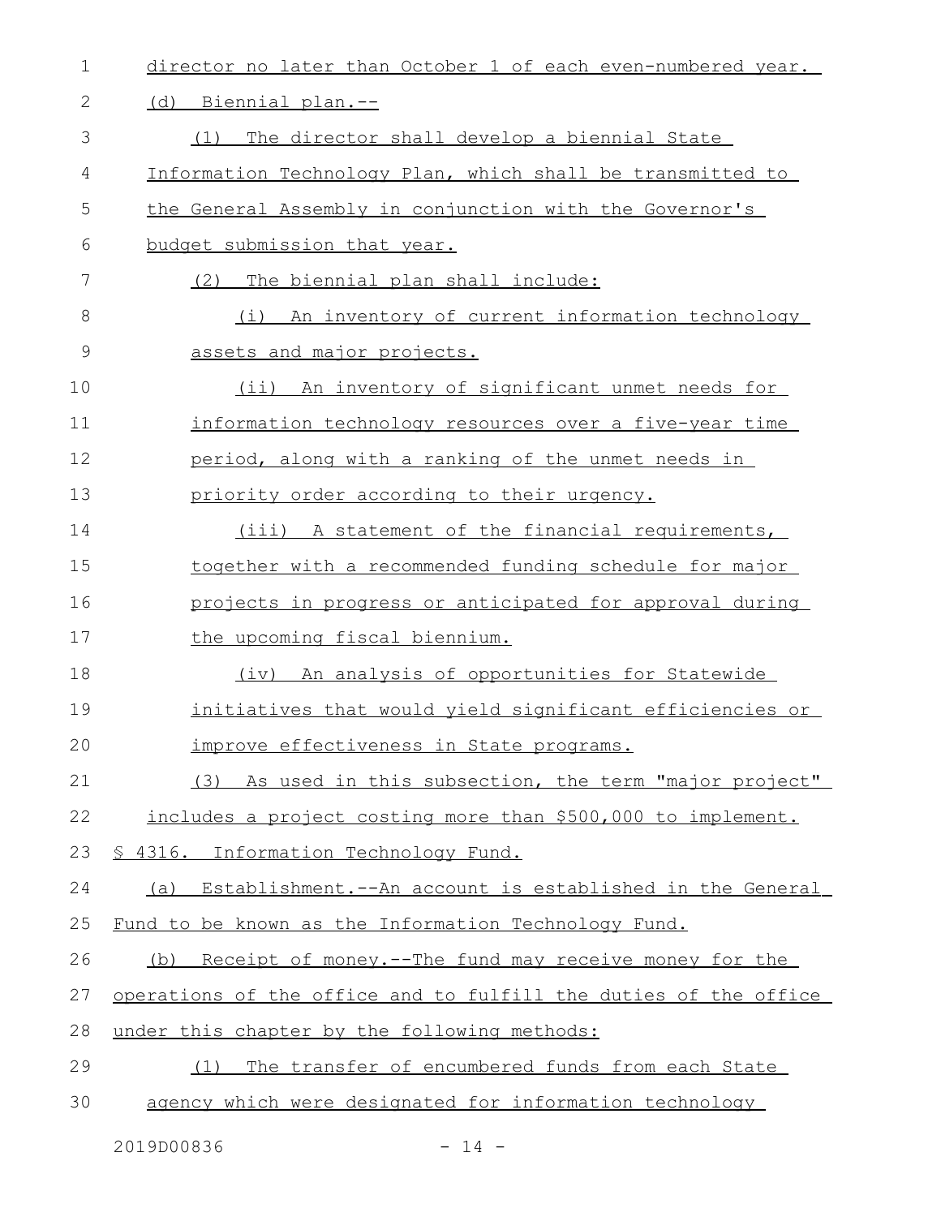director no later than October 1 of each even-numbered year.

(d) Biennial plan.--

(1) The director shall develop a biennial State Information Technology Plan, which shall be transmitted to the General Assembly in conjunction with the Governor's budget submission that year.

(2) The biennial plan shall include:

(i) An inventory of current information technology assets and major projects.

(ii) An inventory of significant unmet needs for information technology resources over a five-year time period, along with a ranking of the unmet needs in priority order according to their urgency.

(iii) A statement of the financial requirements, together with a recommended funding schedule for major projects in progress or anticipated for approval during the upcoming fiscal biennium.

(iv) An analysis of opportunities for Statewide initiatives that would yield significant efficiencies or improve effectiveness in State programs.

(3) As used in this subsection, the term "major project" includes a project costing more than $500,000 to implement.

§ 4316. Information Technology Fund.

(a) Establishment.--An account is established in the General Fund to be known as the Information Technology Fund.

(b) Receipt of money.--The fund may receive money for the operations of the office and to fulfill the duties of the office under this chapter by the following methods:

(1) The transfer of encumbered funds from each State agency which were designated for information technology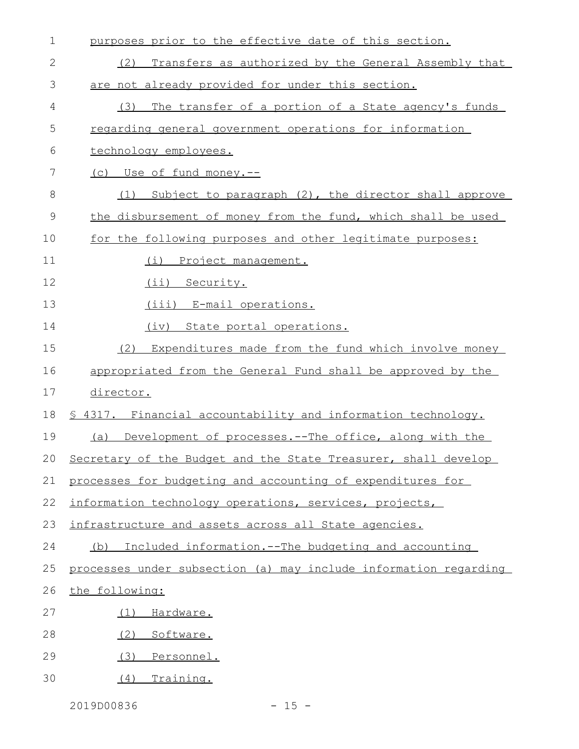purposes prior to the effective date of this section.

(2) Transfers as authorized by the General Assembly that are not already provided for under this section.

(3) The transfer of a portion of a State agency's funds regarding general government operations for information technology employees.

(c) Use of fund money.--

(1) Subject to paragraph (2), the director shall approve the disbursement of money from the fund, which shall be used for the following purposes and other legitimate purposes:

(i) Project management.

(ii) Security.

(iii) E-mail operations.

(iv) State portal operations.

(2) Expenditures made from the fund which involve money appropriated from the General Fund shall be approved by the director.

§ 4317. Financial accountability and information technology.

(a) Development of processes.--The office, along with the Secretary of the Budget and the State Treasurer, shall develop processes for budgeting and accounting of expenditures for information technology operations, services, projects, infrastructure and assets across all State agencies.

(b) Included information.--The budgeting and accounting processes under subsection (a) may include information regarding the following:

(1) Hardware.

(2) Software.

(3) Personnel.

(4) Training.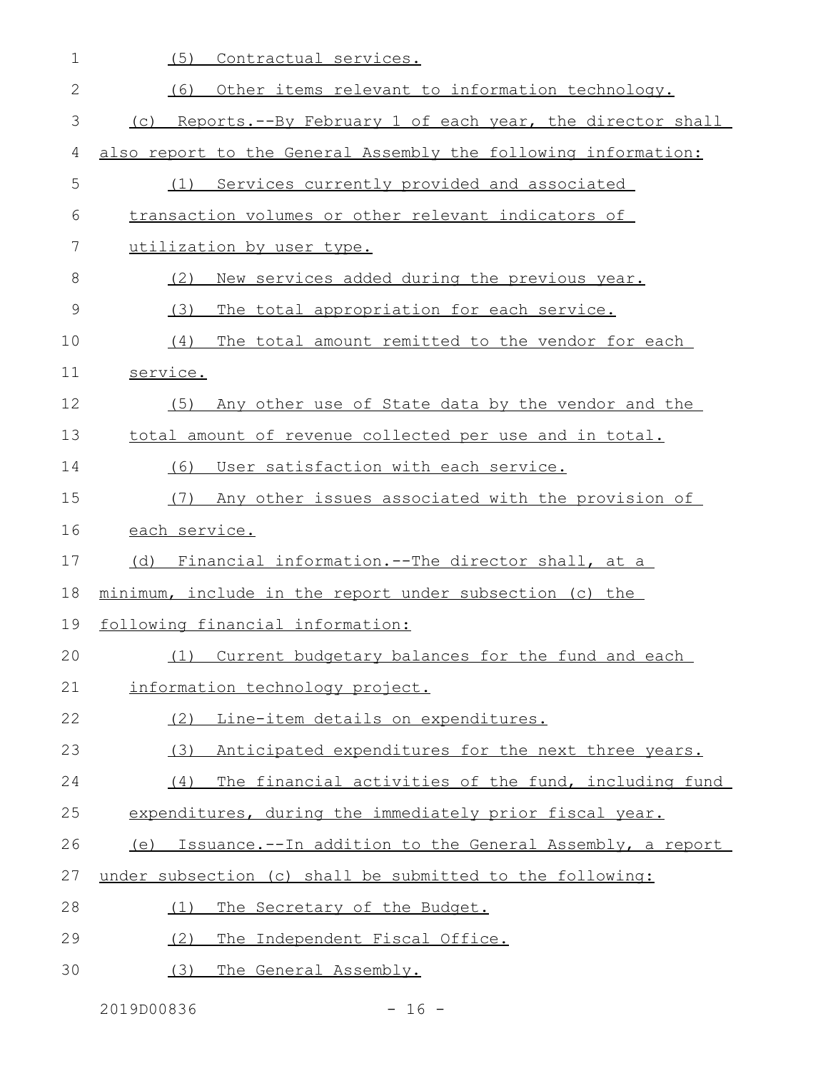(5) Contractual services.

(6) Other items relevant to information technology.

(c) Reports.--By February 1 of each year, the director shall also report to the General Assembly the following information:

(1) Services currently provided and associated transaction volumes or other relevant indicators of utilization by user type.

(2) New services added during the previous year.

(3) The total appropriation for each service.

(4) The total amount remitted to the vendor for each service.

(5) Any other use of State data by the vendor and the total amount of revenue collected per use and in total.

(6) User satisfaction with each service.

(7) Any other issues associated with the provision of each service.

(d) Financial information.--The director shall, at a minimum, include in the report under subsection (c) the following financial information:

(1) Current budgetary balances for the fund and each information technology project.

(2) Line-item details on expenditures.

(3) Anticipated expenditures for the next three years.

(4) The financial activities of the fund, including fund expenditures, during the immediately prior fiscal year.

(e) Issuance.--In addition to the General Assembly, a report under subsection (c) shall be submitted to the following:

(1) The Secretary of the Budget.

(2) The Independent Fiscal Office.

(3) The General Assembly.

2019D00836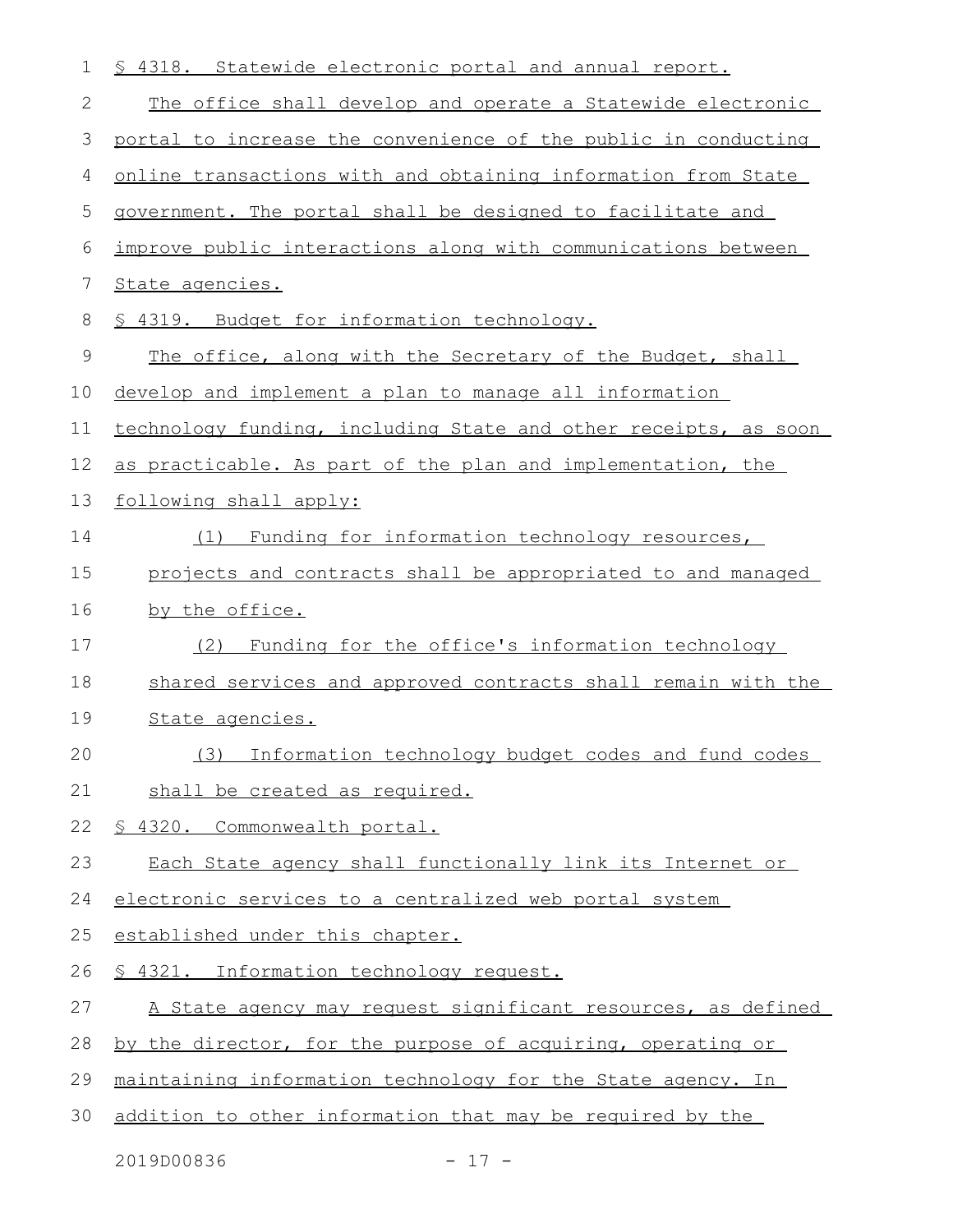§ 4318. Statewide electronic portal and annual report.

The office shall develop and operate a Statewide electronic portal to increase the convenience of the public in conducting online transactions with and obtaining information from State government. The portal shall be designed to facilitate and improve public interactions along with communications between State agencies.

§ 4319. Budget for information technology.

The office, along with the Secretary of the Budget, shall develop and implement a plan to manage all information technology funding, including State and other receipts, as soon as practicable. As part of the plan and implementation, the following shall apply:

(1) Funding for information technology resources, projects and contracts shall be appropriated to and managed by the office.

(2) Funding for the office's information technology shared services and approved contracts shall remain with the State agencies.

(3) Information technology budget codes and fund codes shall be created as required.

§ 4320. Commonwealth portal.

Each State agency shall functionally link its Internet or electronic services to a centralized web portal system established under this chapter.

§ 4321. Information technology request.

A State agency may request significant resources, as defined by the director, for the purpose of acquiring, operating or maintaining information technology for the State agency. In addition to other information that may be required by the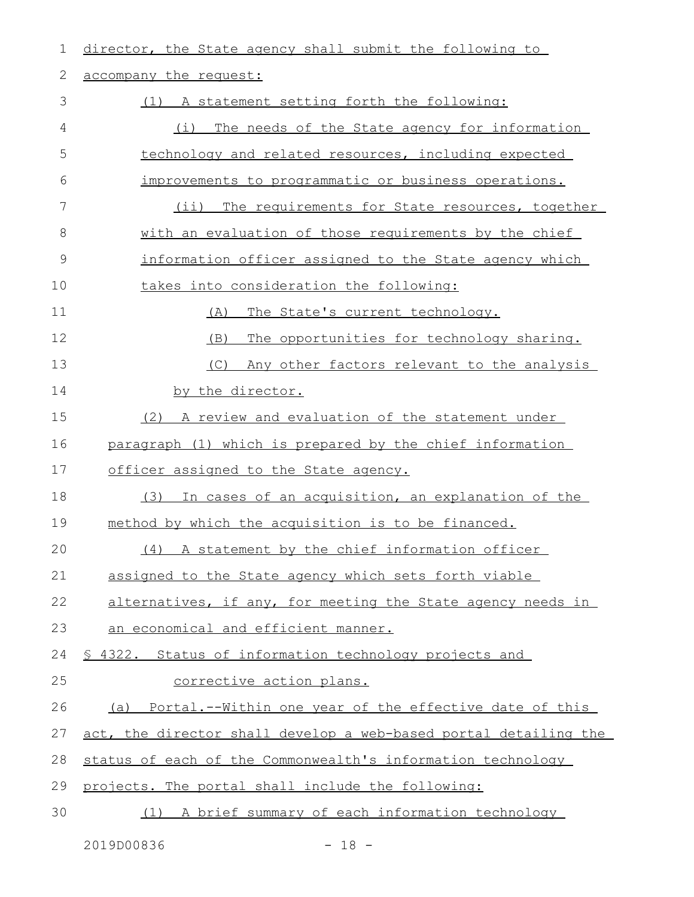director, the State agency shall submit the following to accompany the request:

(1) A statement setting forth the following:

(i) The needs of the State agency for information technology and related resources, including expected improvements to programmatic or business operations.

(ii) The requirements for State resources, together with an evaluation of those requirements by the chief information officer assigned to the State agency which takes into consideration the following:

(A) The State's current technology.

(B) The opportunities for technology sharing.

(C) Any other factors relevant to the analysis by the director.

(2) A review and evaluation of the statement under paragraph (1) which is prepared by the chief information officer assigned to the State agency.

(3) In cases of an acquisition, an explanation of the method by which the acquisition is to be financed.

(4) A statement by the chief information officer assigned to the State agency which sets forth viable alternatives, if any, for meeting the State agency needs in an economical and efficient manner.

§ 4322. Status of information technology projects and corrective action plans.

(a) Portal.--Within one year of the effective date of this act, the director shall develop a web-based portal detailing the status of each of the Commonwealth's information technology projects. The portal shall include the following:

(1) A brief summary of each information technology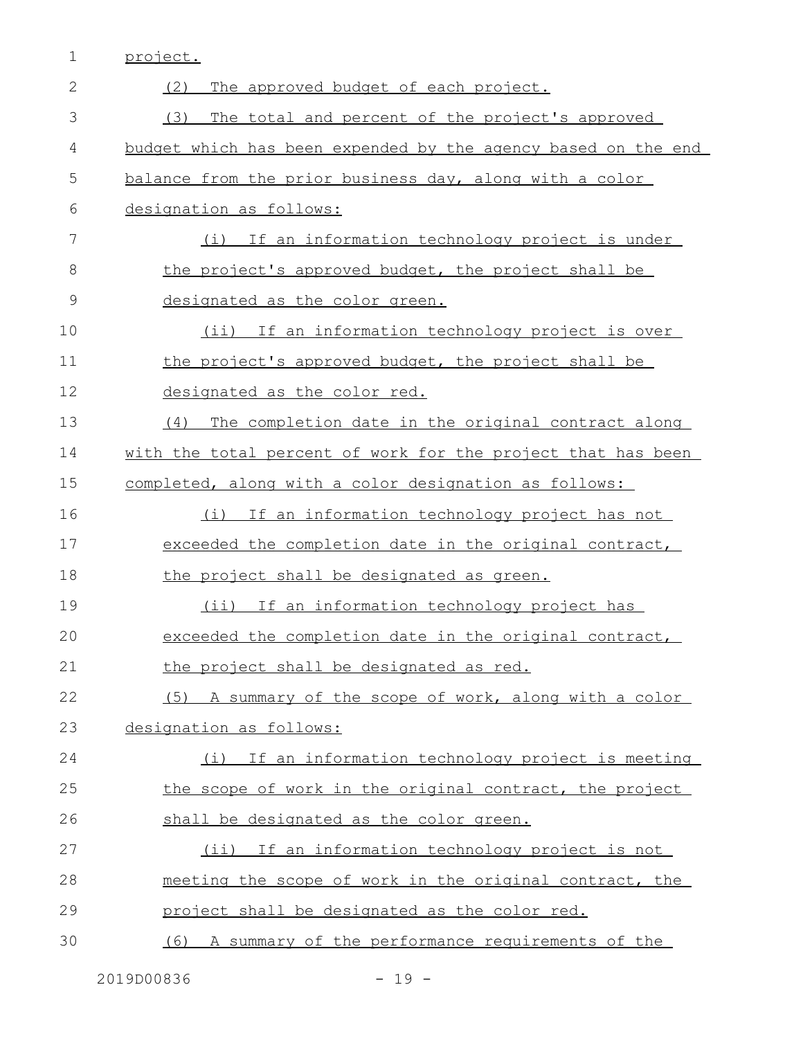project.

(2) The approved budget of each project.

(3) The total and percent of the project's approved budget which has been expended by the agency based on the end balance from the prior business day, along with a color designation as follows:

(i) If an information technology project is under the project's approved budget, the project shall be designated as the color green.

(ii) If an information technology project is over the project's approved budget, the project shall be designated as the color red.

(4) The completion date in the original contract along with the total percent of work for the project that has been completed, along with a color designation as follows:

(i) If an information technology project has not exceeded the completion date in the original contract, the project shall be designated as green.

(ii) If an information technology project has exceeded the completion date in the original contract, the project shall be designated as red.

(5) A summary of the scope of work, along with a color designation as follows:

(i) If an information technology project is meeting the scope of work in the original contract, the project shall be designated as the color green.

(ii) If an information technology project is not meeting the scope of work in the original contract, the project shall be designated as the color red.

(6) A summary of the performance requirements of the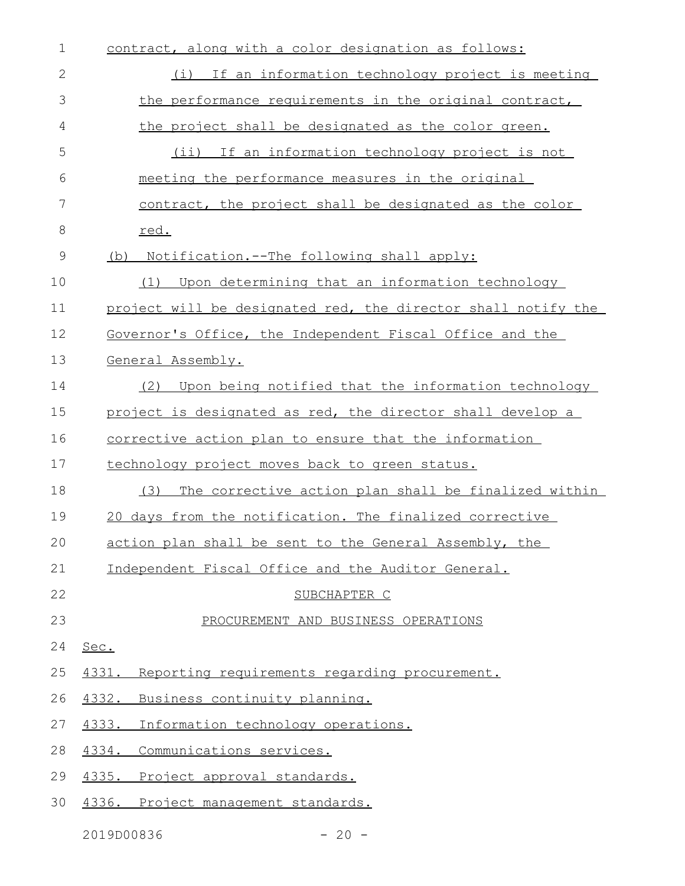contract, along with a color designation as follows:

(i) If an information technology project is meeting the performance requirements in the original contract, the project shall be designated as the color green.

(ii) If an information technology project is not meeting the performance measures in the original contract, the project shall be designated as the color red.

(b) Notification.--The following shall apply:

(1) Upon determining that an information technology project will be designated red, the director shall notify the Governor's Office, the Independent Fiscal Office and the General Assembly.

(2) Upon being notified that the information technology project is designated as red, the director shall develop a corrective action plan to ensure that the information technology project moves back to green status.

(3) The corrective action plan shall be finalized within 20 days from the notification. The finalized corrective action plan shall be sent to the General Assembly, the Independent Fiscal Office and the Auditor General.

SUBCHAPTER C

PROCUREMENT AND BUSINESS OPERATIONS

Sec.

4331. Reporting requirements regarding procurement.

4332. Business continuity planning.

4333. Information technology operations.

4334. Communications services.

4335. Project approval standards.

4336. Project management standards.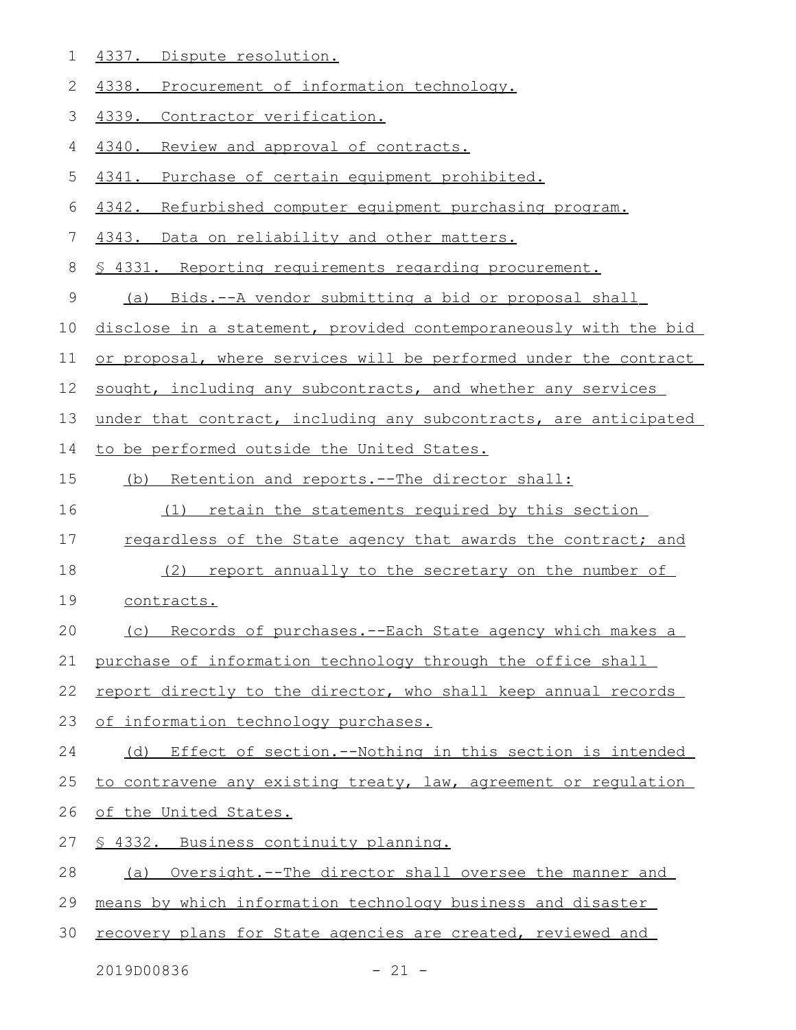4337. Dispute resolution.

4338. Procurement of information technology.

4339. Contractor verification.

4340. Review and approval of contracts.

4341. Purchase of certain equipment prohibited.

4342. Refurbished computer equipment purchasing program.

4343. Data on reliability and other matters.

§ 4331. Reporting requirements regarding procurement.

(a) Bids.--A vendor submitting a bid or proposal shall disclose in a statement, provided contemporaneously with the bid or proposal, where services will be performed under the contract sought, including any subcontracts, and whether any services under that contract, including any subcontracts, are anticipated to be performed outside the United States.

(b) Retention and reports.--The director shall:

(1) retain the statements required by this section regardless of the State agency that awards the contract; and

(2) report annually to the secretary on the number of contracts.

(c) Records of purchases.--Each State agency which makes a purchase of information technology through the office shall report directly to the director, who shall keep annual records of information technology purchases.

(d) Effect of section.--Nothing in this section is intended to contravene any existing treaty, law, agreement or regulation of the United States.

§ 4332. Business continuity planning.

(a) Oversight.--The director shall oversee the manner and means by which information technology business and disaster recovery plans for State agencies are created, reviewed and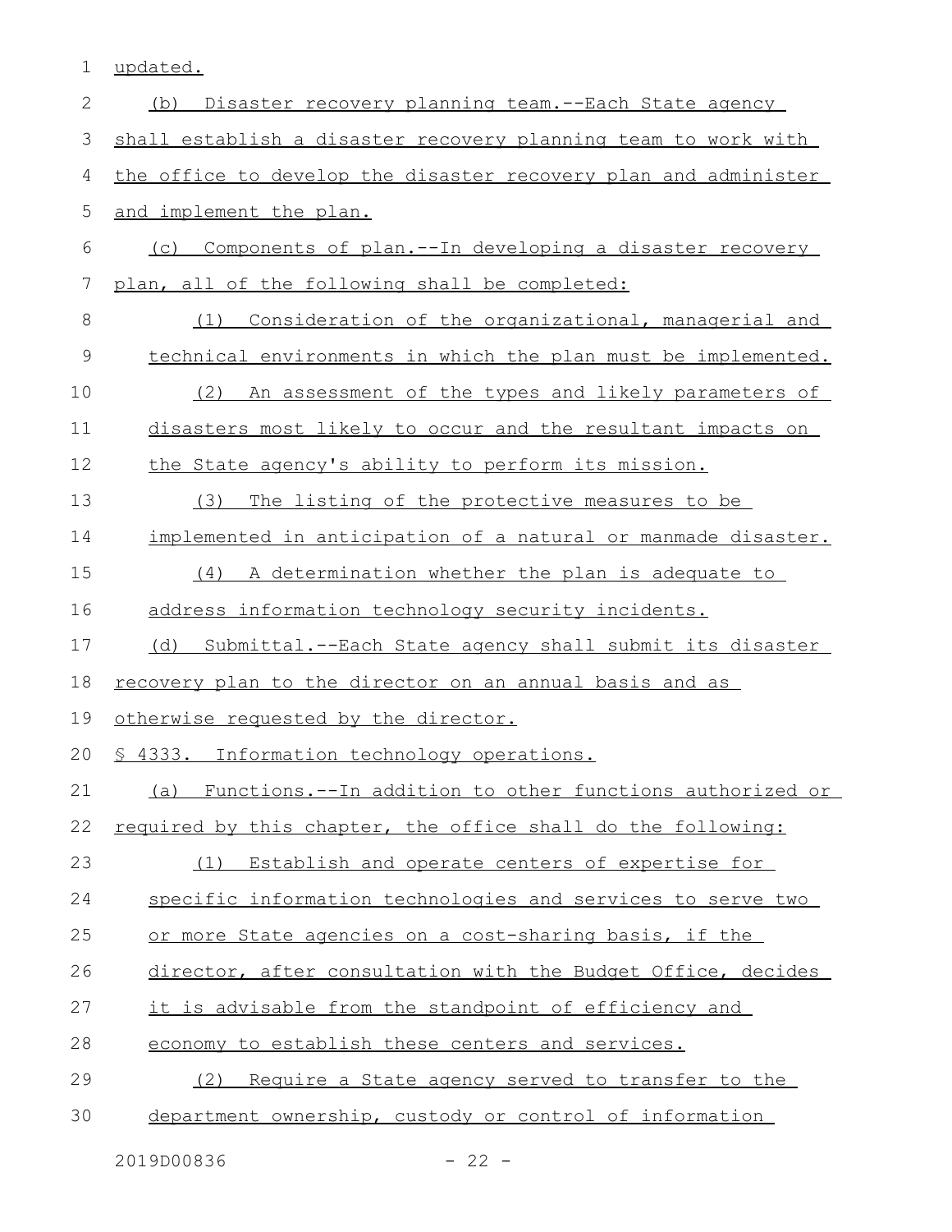updated.

(b) Disaster recovery planning team.--Each State agency shall establish a disaster recovery planning team to work with the office to develop the disaster recovery plan and administer and implement the plan.

(c) Components of plan.--In developing a disaster recovery plan, all of the following shall be completed:

(1) Consideration of the organizational, managerial and technical environments in which the plan must be implemented.

(2) An assessment of the types and likely parameters of disasters most likely to occur and the resultant impacts on the State agency's ability to perform its mission.

(3) The listing of the protective measures to be implemented in anticipation of a natural or manmade disaster.

(4) A determination whether the plan is adequate to address information technology security incidents.

(d) Submittal.--Each State agency shall submit its disaster recovery plan to the director on an annual basis and as otherwise requested by the director.

§ 4333. Information technology operations.

(a) Functions.--In addition to other functions authorized or required by this chapter, the office shall do the following:

(1) Establish and operate centers of expertise for specific information technologies and services to serve two or more State agencies on a cost-sharing basis, if the director, after consultation with the Budget Office, decides it is advisable from the standpoint of efficiency and economy to establish these centers and services.

(2) Require a State agency served to transfer to the department ownership, custody or control of information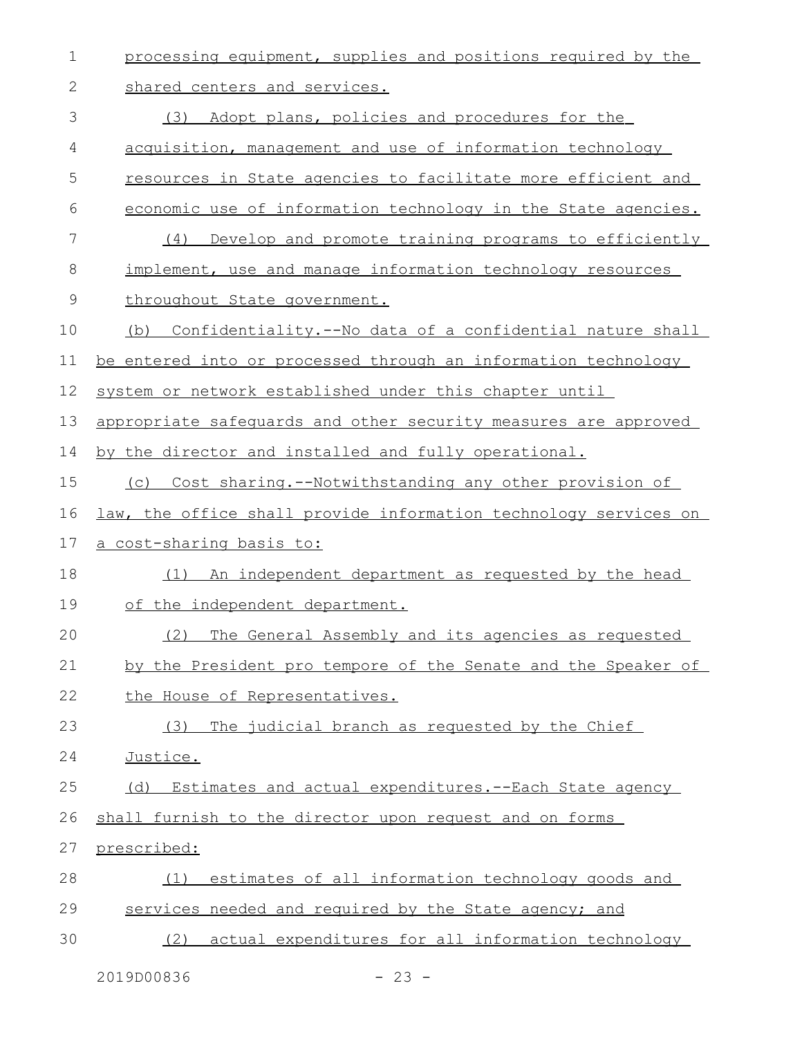processing equipment, supplies and positions required by the shared centers and services.

(3) Adopt plans, policies and procedures for the acquisition, management and use of information technology resources in State agencies to facilitate more efficient and economic use of information technology in the State agencies.

(4) Develop and promote training programs to efficiently implement, use and manage information technology resources throughout State government.

(b) Confidentiality.--No data of a confidential nature shall be entered into or processed through an information technology system or network established under this chapter until appropriate safeguards and other security measures are approved by the director and installed and fully operational.

(c) Cost sharing.--Notwithstanding any other provision of law, the office shall provide information technology services on a cost-sharing basis to:

(1) An independent department as requested by the head of the independent department.

(2) The General Assembly and its agencies as requested by the President pro tempore of the Senate and the Speaker of the House of Representatives.

(3) The judicial branch as requested by the Chief Justice.

(d) Estimates and actual expenditures.--Each State agency shall furnish to the director upon request and on forms prescribed:

(1) estimates of all information technology goods and services needed and required by the State agency; and

(2) actual expenditures for all information technology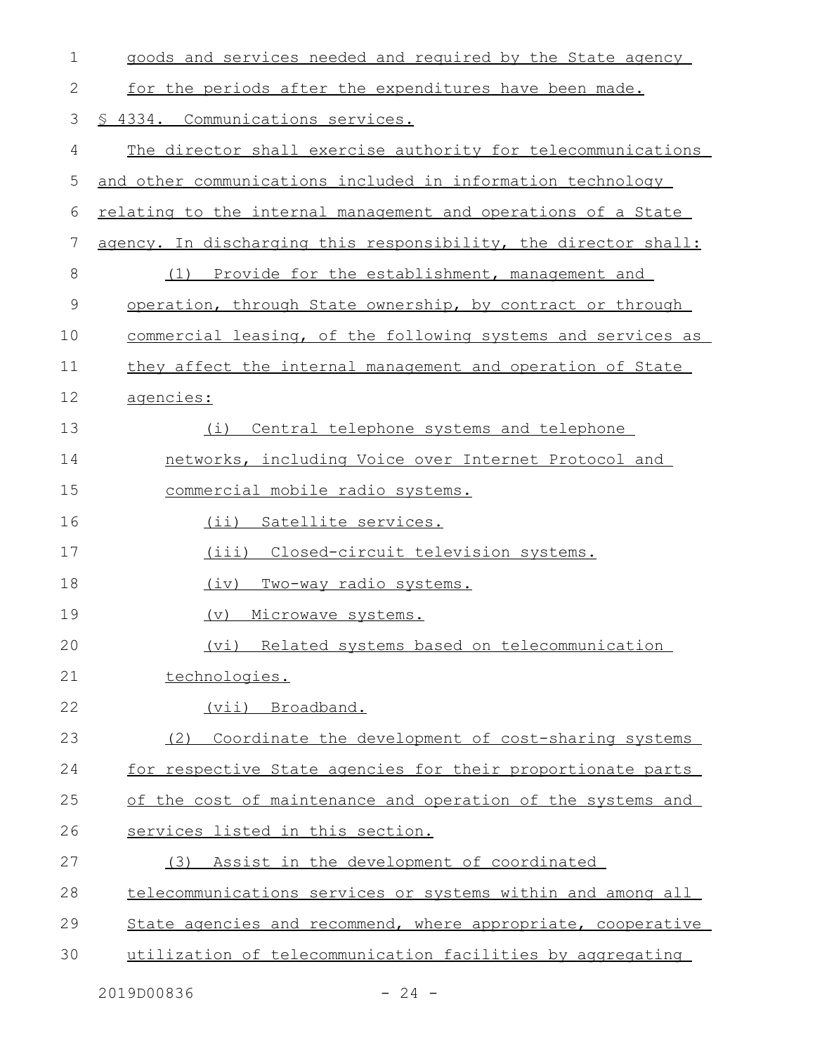goods and services needed and required by the State agency for the periods after the expenditures have been made.

§ 4334. Communications services.

The director shall exercise authority for telecommunications and other communications included in information technology relating to the internal management and operations of a State agency. In discharging this responsibility, the director shall:

(1) Provide for the establishment, management and operation, through State ownership, by contract or through commercial leasing, of the following systems and services as they affect the internal management and operation of State agencies:

(i) Central telephone systems and telephone networks, including Voice over Internet Protocol and commercial mobile radio systems.

(ii) Satellite services.

(iii) Closed-circuit television systems.

(iv) Two-way radio systems.

(v) Microwave systems.

(vi) Related systems based on telecommunication technologies.

(vii) Broadband.

(2) Coordinate the development of cost-sharing systems for respective State agencies for their proportionate parts of the cost of maintenance and operation of the systems and services listed in this section.

(3) Assist in the development of coordinated telecommunications services or systems within and among all State agencies and recommend, where appropriate, cooperative utilization of telecommunication facilities by aggregating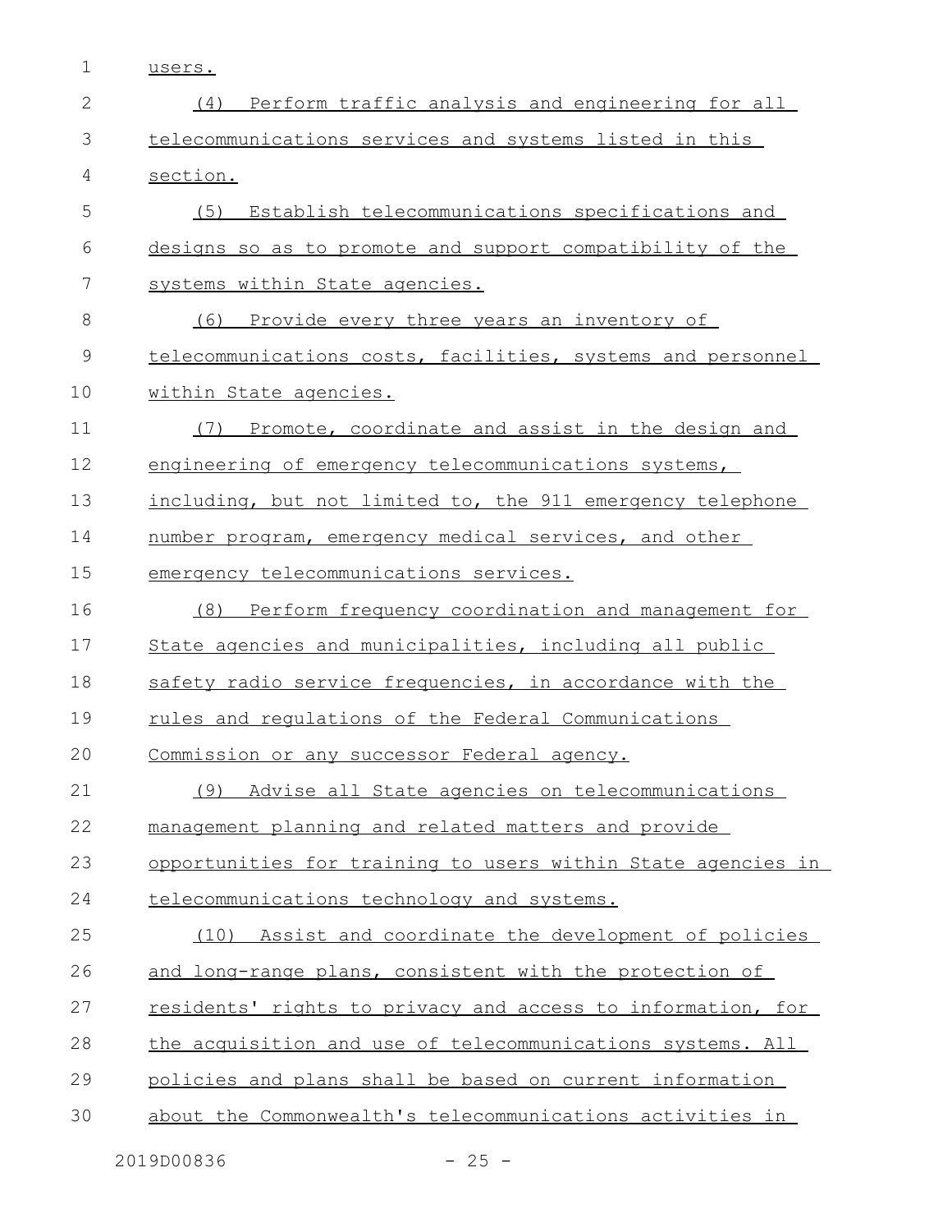users.

(4) Perform traffic analysis and engineering for all telecommunications services and systems listed in this section.

(5) Establish telecommunications specifications and designs so as to promote and support compatibility of the systems within State agencies.

(6) Provide every three years an inventory of telecommunications costs, facilities, systems and personnel within State agencies.

(7) Promote, coordinate and assist in the design and engineering of emergency telecommunications systems, including, but not limited to, the 911 emergency telephone number program, emergency medical services, and other emergency telecommunications services.

(8) Perform frequency coordination and management for State agencies and municipalities, including all public safety radio service frequencies, in accordance with the rules and regulations of the Federal Communications Commission or any successor Federal agency.

(9) Advise all State agencies on telecommunications management planning and related matters and provide opportunities for training to users within State agencies in telecommunications technology and systems.

(10) Assist and coordinate the development of policies and long-range plans, consistent with the protection of residents' rights to privacy and access to information, for the acquisition and use of telecommunications systems. All policies and plans shall be based on current information about the Commonwealth's telecommunications activities in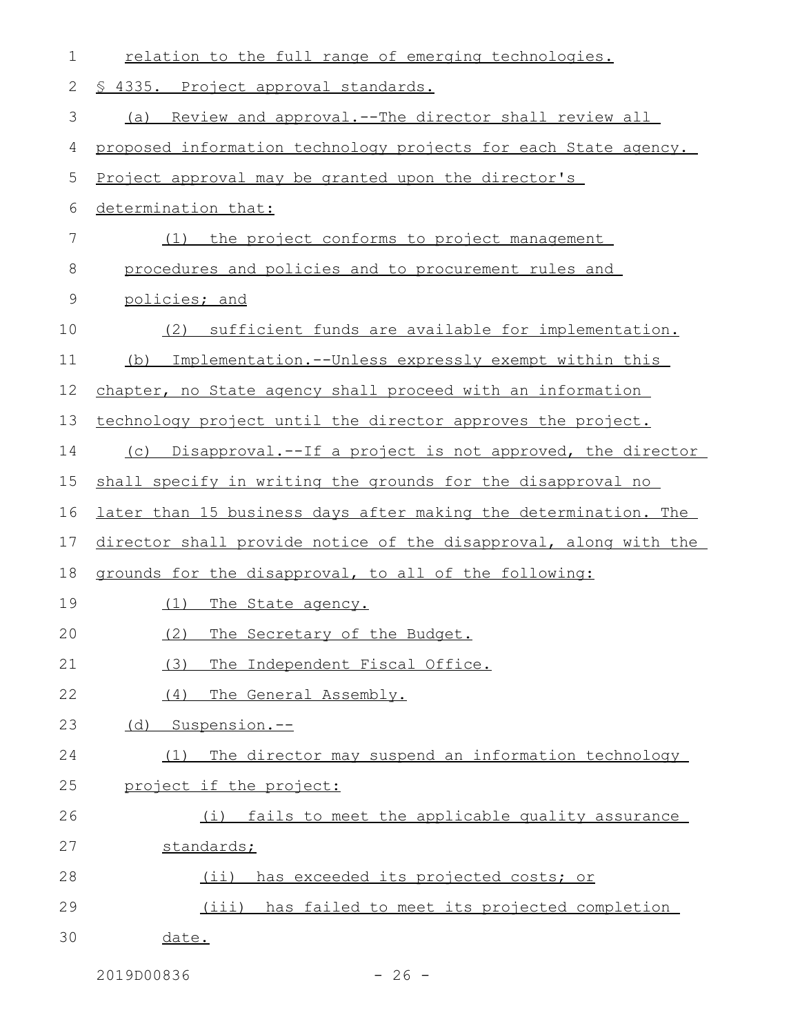relation to the full range of emerging technologies.

§ 4335. Project approval standards.

(a) Review and approval.--The director shall review all proposed information technology projects for each State agency. Project approval may be granted upon the director's determination that:

(1) the project conforms to project management procedures and policies and to procurement rules and policies; and

(2) sufficient funds are available for implementation.

(b) Implementation.--Unless expressly exempt within this chapter, no State agency shall proceed with an information technology project until the director approves the project.

(c) Disapproval.--If a project is not approved, the director shall specify in writing the grounds for the disapproval no later than 15 business days after making the determination. The director shall provide notice of the disapproval, along with the grounds for the disapproval, to all of the following:

(1) The State agency.

(2) The Secretary of the Budget.

(3) The Independent Fiscal Office.

(4) The General Assembly.

(d) Suspension.--

(1) The director may suspend an information technology project if the project:

(i) fails to meet the applicable quality assurance standards;

(ii) has exceeded its projected costs; or

(iii) has failed to meet its projected completion date.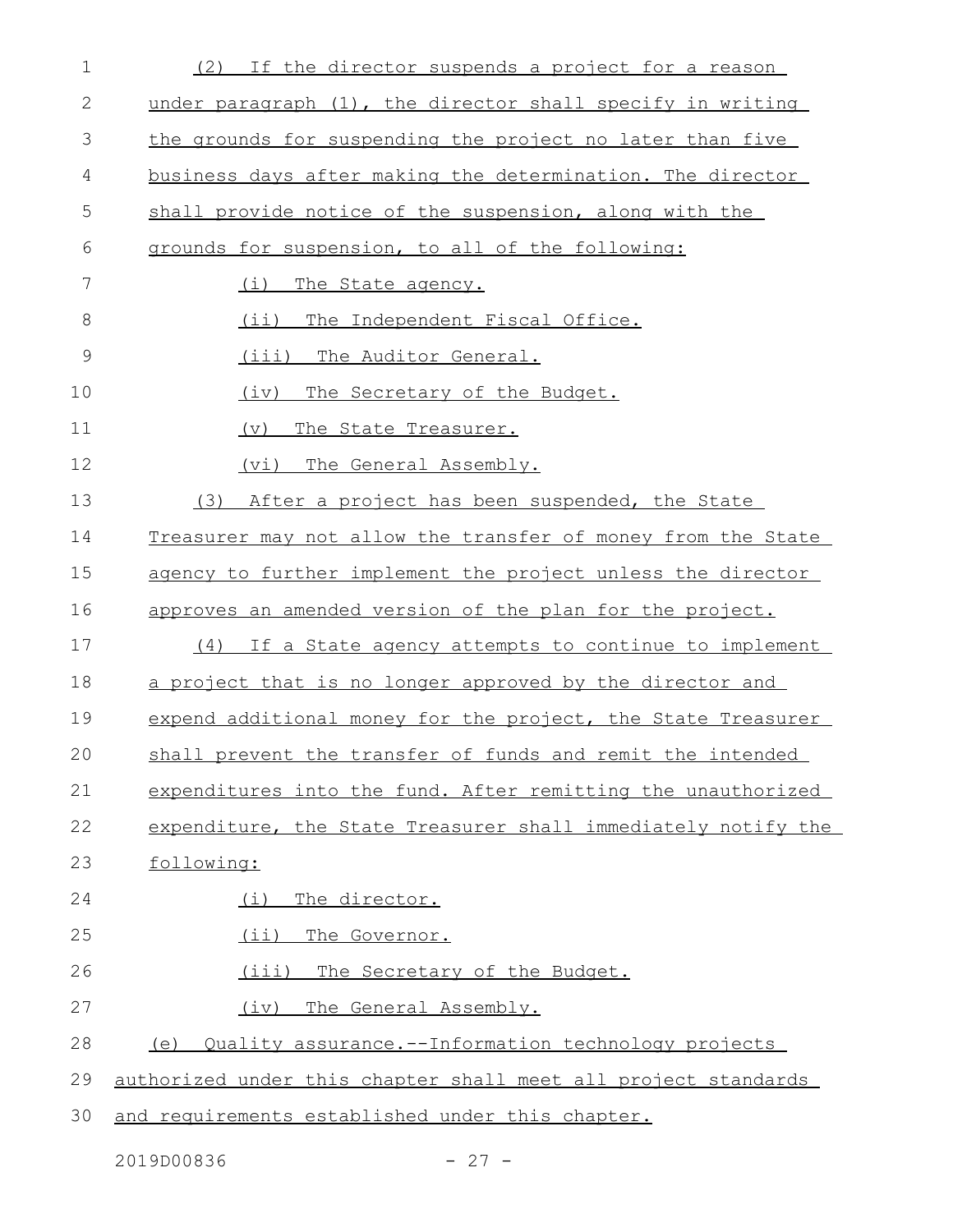(2) If the director suspends a project for a reason under paragraph (1), the director shall specify in writing the grounds for suspending the project no later than five business days after making the determination. The director shall provide notice of the suspension, along with the grounds for suspension, to all of the following:

(i) The State agency.

(ii) The Independent Fiscal Office.

(iii) The Auditor General.

(iv) The Secretary of the Budget.

(v) The State Treasurer.

(vi) The General Assembly.

(3) After a project has been suspended, the State Treasurer may not allow the transfer of money from the State agency to further implement the project unless the director approves an amended version of the plan for the project.

(4) If a State agency attempts to continue to implement a project that is no longer approved by the director and expend additional money for the project, the State Treasurer shall prevent the transfer of funds and remit the intended expenditures into the fund. After remitting the unauthorized expenditure, the State Treasurer shall immediately notify the following:

(i) The director.

(ii) The Governor.

(iii) The Secretary of the Budget.

(iv) The General Assembly.

(e) Quality assurance.--Information technology projects authorized under this chapter shall meet all project standards and requirements established under this chapter.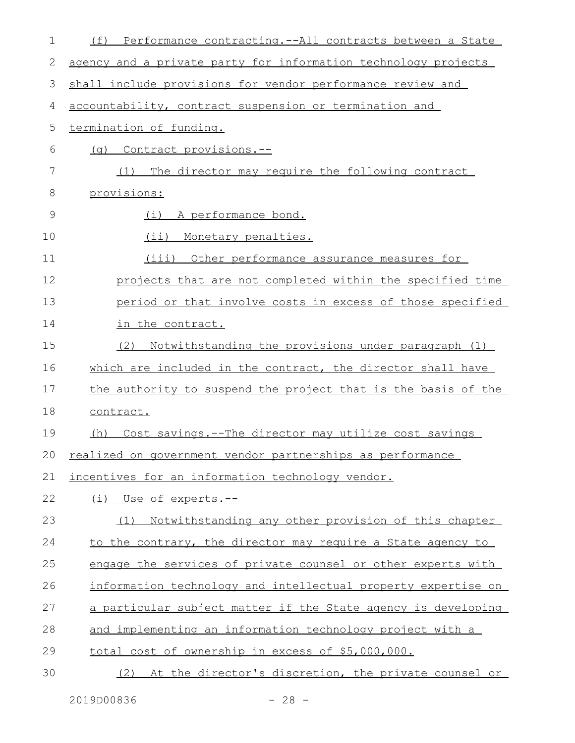(f) Performance contracting.--All contracts between a State agency and a private party for information technology projects shall include provisions for vendor performance review and accountability, contract suspension or termination and termination of funding.

(g) Contract provisions.--

(1) The director may require the following contract provisions:

(i) A performance bond.

(ii) Monetary penalties.

(iii) Other performance assurance measures for projects that are not completed within the specified time period or that involve costs in excess of those specified in the contract.

(2) Notwithstanding the provisions under paragraph (1) which are included in the contract, the director shall have the authority to suspend the project that is the basis of the contract.

(h) Cost savings.--The director may utilize cost savings realized on government vendor partnerships as performance incentives for an information technology vendor.

(i) Use of experts.--

(1) Notwithstanding any other provision of this chapter to the contrary, the director may require a State agency to engage the services of private counsel or other experts with information technology and intellectual property expertise on a particular subject matter if the State agency is developing and implementing an information technology project with a total cost of ownership in excess of $5,000,000.

(2) At the director's discretion, the private counsel or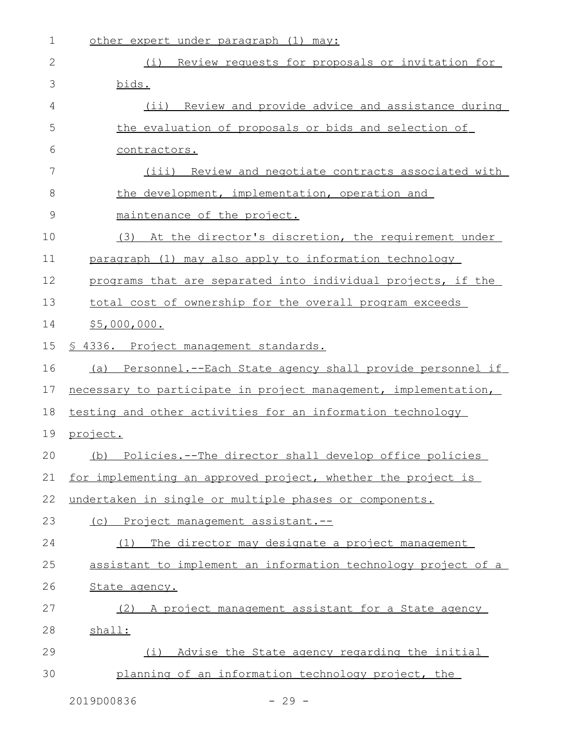other expert under paragraph (1) may:

(i) Review requests for proposals or invitation for bids.

(ii) Review and provide advice and assistance during the evaluation of proposals or bids and selection of contractors.

(iii) Review and negotiate contracts associated with the development, implementation, operation and maintenance of the project.

(3) At the director's discretion, the requirement under paragraph (1) may also apply to information technology programs that are separated into individual projects, if the total cost of ownership for the overall program exceeds $5,000,000.

§ 4336. Project management standards.

(a) Personnel.--Each State agency shall provide personnel if necessary to participate in project management, implementation, testing and other activities for an information technology project.

(b) Policies.--The director shall develop office policies for implementing an approved project, whether the project is undertaken in single or multiple phases or components.

(c) Project management assistant.--

(1) The director may designate a project management assistant to implement an information technology project of a State agency.

(2) A project management assistant for a State agency shall:

(i) Advise the State agency regarding the initial planning of an information technology project, the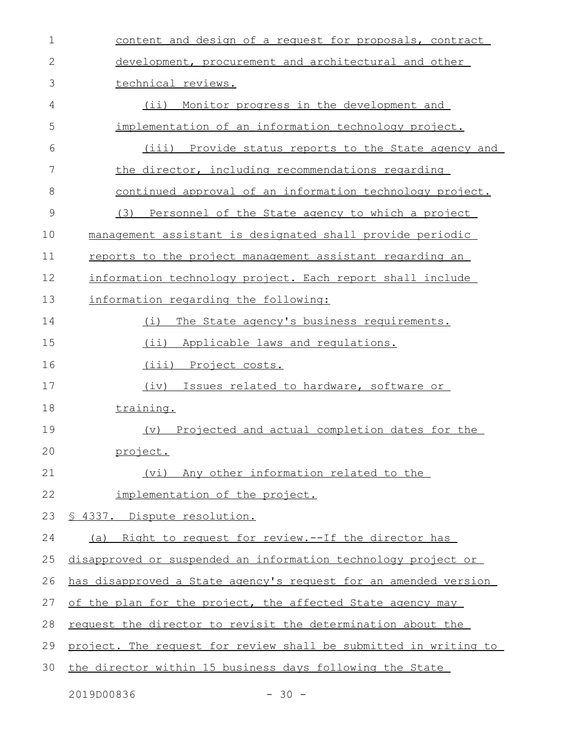content and design of a request for proposals, contract development, procurement and architectural and other technical reviews.

(ii) Monitor progress in the development and implementation of an information technology project.

(iii) Provide status reports to the State agency and the director, including recommendations regarding continued approval of an information technology project.

(3) Personnel of the State agency to which a project management assistant is designated shall provide periodic reports to the project management assistant regarding an information technology project. Each report shall include information regarding the following:

(i) The State agency's business requirements.

(ii) Applicable laws and regulations.

(iii) Project costs.

(iv) Issues related to hardware, software or training.

(v) Projected and actual completion dates for the project.

(vi) Any other information related to the implementation of the project.

§ 4337. Dispute resolution.

(a) Right to request for review.--If the director has disapproved or suspended an information technology project or has disapproved a State agency's request for an amended version of the plan for the project, the affected State agency may request the director to revisit the determination about the project. The request for review shall be submitted in writing to the director within 15 business days following the State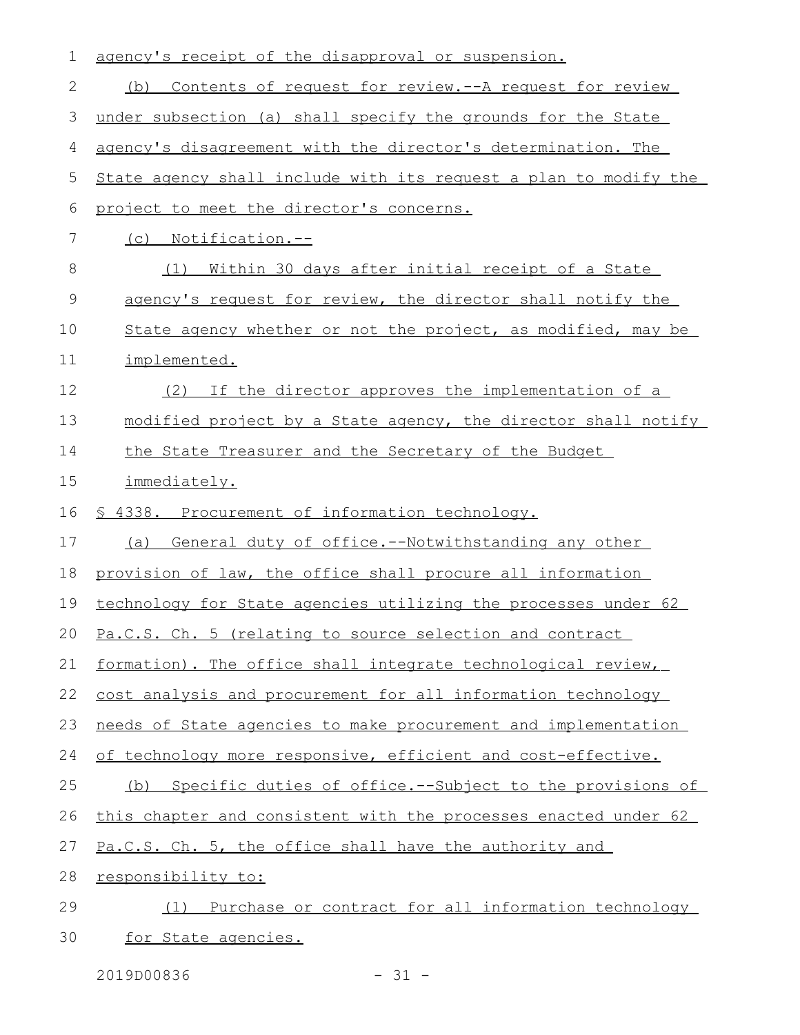agency's receipt of the disapproval or suspension.

(b) Contents of request for review.--A request for review under subsection (a) shall specify the grounds for the State agency's disagreement with the director's determination. The State agency shall include with its request a plan to modify the project to meet the director's concerns.

(c) Notification.--

(1) Within 30 days after initial receipt of a State agency's request for review, the director shall notify the State agency whether or not the project, as modified, may be implemented.

(2) If the director approves the implementation of a modified project by a State agency, the director shall notify the State Treasurer and the Secretary of the Budget immediately.

§ 4338. Procurement of information technology.

(a) General duty of office.--Notwithstanding any other provision of law, the office shall procure all information technology for State agencies utilizing the processes under 62 Pa.C.S. Ch. 5 (relating to source selection and contract formation). The office shall integrate technological review, cost analysis and procurement for all information technology needs of State agencies to make procurement and implementation of technology more responsive, efficient and cost-effective.

(b) Specific duties of office.--Subject to the provisions of this chapter and consistent with the processes enacted under 62 Pa.C.S. Ch. 5, the office shall have the authority and responsibility to:

(1) Purchase or contract for all information technology for State agencies.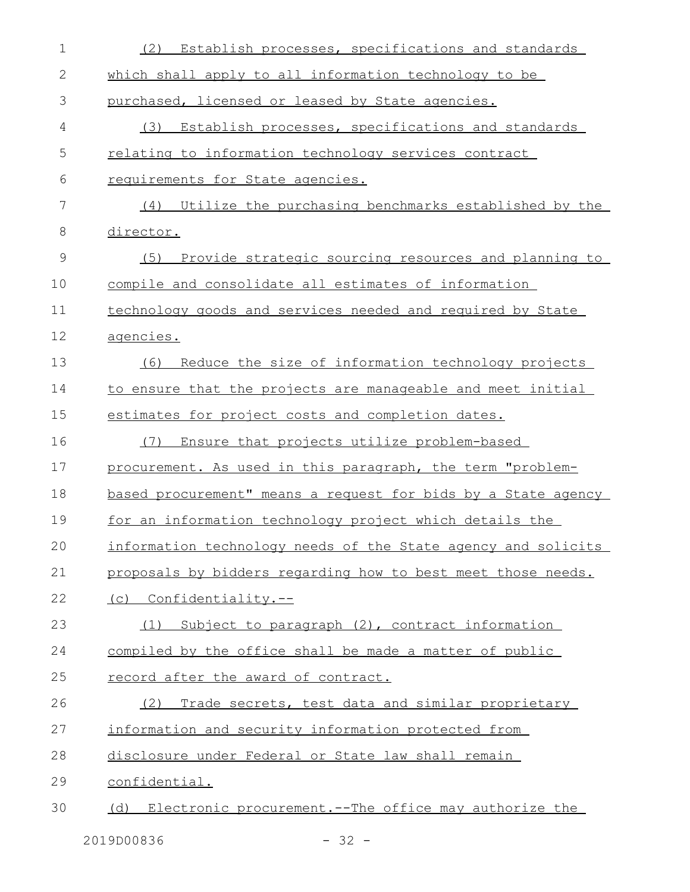(2) Establish processes, specifications and standards which shall apply to all information technology to be purchased, licensed or leased by State agencies.

(3) Establish processes, specifications and standards relating to information technology services contract requirements for State agencies.

(4) Utilize the purchasing benchmarks established by the director.

(5) Provide strategic sourcing resources and planning to compile and consolidate all estimates of information technology goods and services needed and required by State agencies.

(6) Reduce the size of information technology projects to ensure that the projects are manageable and meet initial estimates for project costs and completion dates.

(7) Ensure that projects utilize problem-based procurement. As used in this paragraph, the term "problem-based procurement" means a request for bids by a State agency for an information technology project which details the information technology needs of the State agency and solicits proposals by bidders regarding how to best meet those needs.

(c) Confidentiality.--

(1) Subject to paragraph (2), contract information compiled by the office shall be made a matter of public record after the award of contract.

(2) Trade secrets, test data and similar proprietary information and security information protected from disclosure under Federal or State law shall remain confidential.

(d) Electronic procurement.--The office may authorize the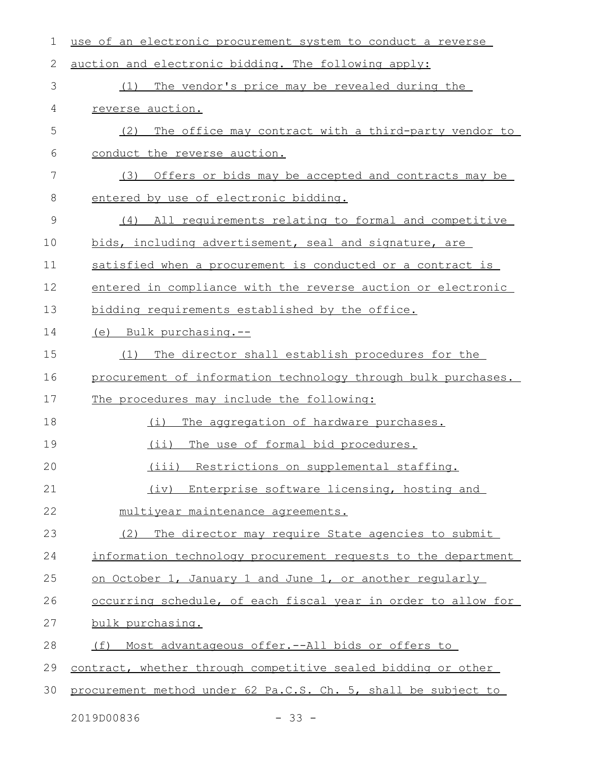use of an electronic procurement system to conduct a reverse auction and electronic bidding. The following apply:

(1) The vendor's price may be revealed during the reverse auction.

(2) The office may contract with a third-party vendor to conduct the reverse auction.

(3) Offers or bids may be accepted and contracts may be entered by use of electronic bidding.

(4) All requirements relating to formal and competitive bids, including advertisement, seal and signature, are satisfied when a procurement is conducted or a contract is entered in compliance with the reverse auction or electronic bidding requirements established by the office.

(e) Bulk purchasing.--

(1) The director shall establish procedures for the procurement of information technology through bulk purchases. The procedures may include the following:

(i) The aggregation of hardware purchases.

(ii) The use of formal bid procedures.

(iii) Restrictions on supplemental staffing.

(iv) Enterprise software licensing, hosting and multiyear maintenance agreements.

(2) The director may require State agencies to submit information technology procurement requests to the department on October 1, January 1 and June 1, or another regularly occurring schedule, of each fiscal year in order to allow for bulk purchasing.

(f) Most advantageous offer.--All bids or offers to contract, whether through competitive sealed bidding or other procurement method under 62 Pa.C.S. Ch. 5, shall be subject to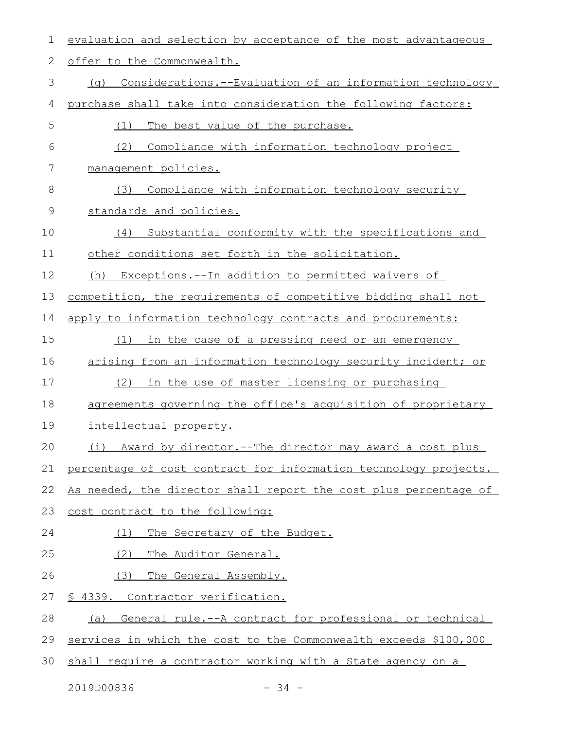evaluation and selection by acceptance of the most advantageous offer to the Commonwealth.

(g) Considerations.--Evaluation of an information technology purchase shall take into consideration the following factors:

(1) The best value of the purchase.

(2) Compliance with information technology project management policies.

(3) Compliance with information technology security standards and policies.

(4) Substantial conformity with the specifications and other conditions set forth in the solicitation.

(h) Exceptions.--In addition to permitted waivers of competition, the requirements of competitive bidding shall not apply to information technology contracts and procurements:

(1) in the case of a pressing need or an emergency arising from an information technology security incident; or

(2) in the use of master licensing or purchasing agreements governing the office's acquisition of proprietary intellectual property.

(i) Award by director.--The director may award a cost plus percentage of cost contract for information technology projects. As needed, the director shall report the cost plus percentage of cost contract to the following:

(1) The Secretary of the Budget.

(2) The Auditor General.

(3) The General Assembly.

§ 4339. Contractor verification.

(a) General rule.--A contract for professional or technical services in which the cost to the Commonwealth exceeds $100,000 shall require a contractor working with a State agency on a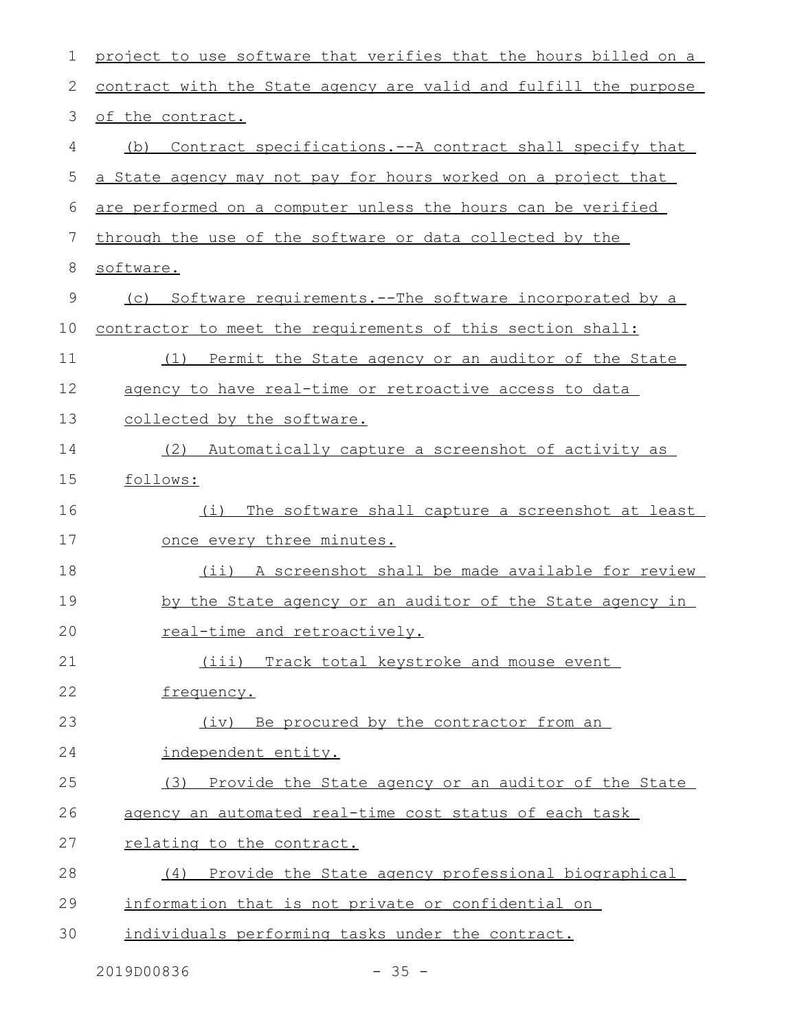project to use software that verifies that the hours billed on a contract with the State agency are valid and fulfill the purpose of the contract.

(b) Contract specifications.--A contract shall specify that a State agency may not pay for hours worked on a project that are performed on a computer unless the hours can be verified through the use of the software or data collected by the software.

(c) Software requirements.--The software incorporated by a contractor to meet the requirements of this section shall:

(1) Permit the State agency or an auditor of the State agency to have real-time or retroactive access to data collected by the software.

(2) Automatically capture a screenshot of activity as follows:

(i) The software shall capture a screenshot at least once every three minutes.

(ii) A screenshot shall be made available for review by the State agency or an auditor of the State agency in real-time and retroactively.

(iii) Track total keystroke and mouse event frequency.

(iv) Be procured by the contractor from an independent entity.

(3) Provide the State agency or an auditor of the State agency an automated real-time cost status of each task relating to the contract.

(4) Provide the State agency professional biographical information that is not private or confidential on individuals performing tasks under the contract.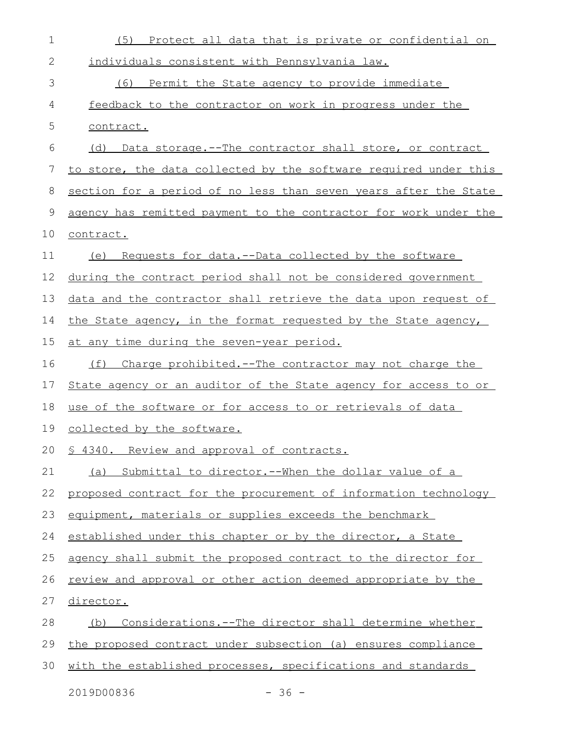(5) Protect all data that is private or confidential on individuals consistent with Pennsylvania law.

(6) Permit the State agency to provide immediate feedback to the contractor on work in progress under the contract.

(d) Data storage.--The contractor shall store, or contract to store, the data collected by the software required under this section for a period of no less than seven years after the State agency has remitted payment to the contractor for work under the contract.

(e) Requests for data.--Data collected by the software during the contract period shall not be considered government data and the contractor shall retrieve the data upon request of the State agency, in the format requested by the State agency, at any time during the seven-year period.

(f) Charge prohibited.--The contractor may not charge the State agency or an auditor of the State agency for access to or use of the software or for access to or retrievals of data collected by the software.

§ 4340. Review and approval of contracts.

(a) Submittal to director.--When the dollar value of a proposed contract for the procurement of information technology equipment, materials or supplies exceeds the benchmark established under this chapter or by the director, a State agency shall submit the proposed contract to the director for review and approval or other action deemed appropriate by the director.

(b) Considerations.--The director shall determine whether the proposed contract under subsection (a) ensures compliance with the established processes, specifications and standards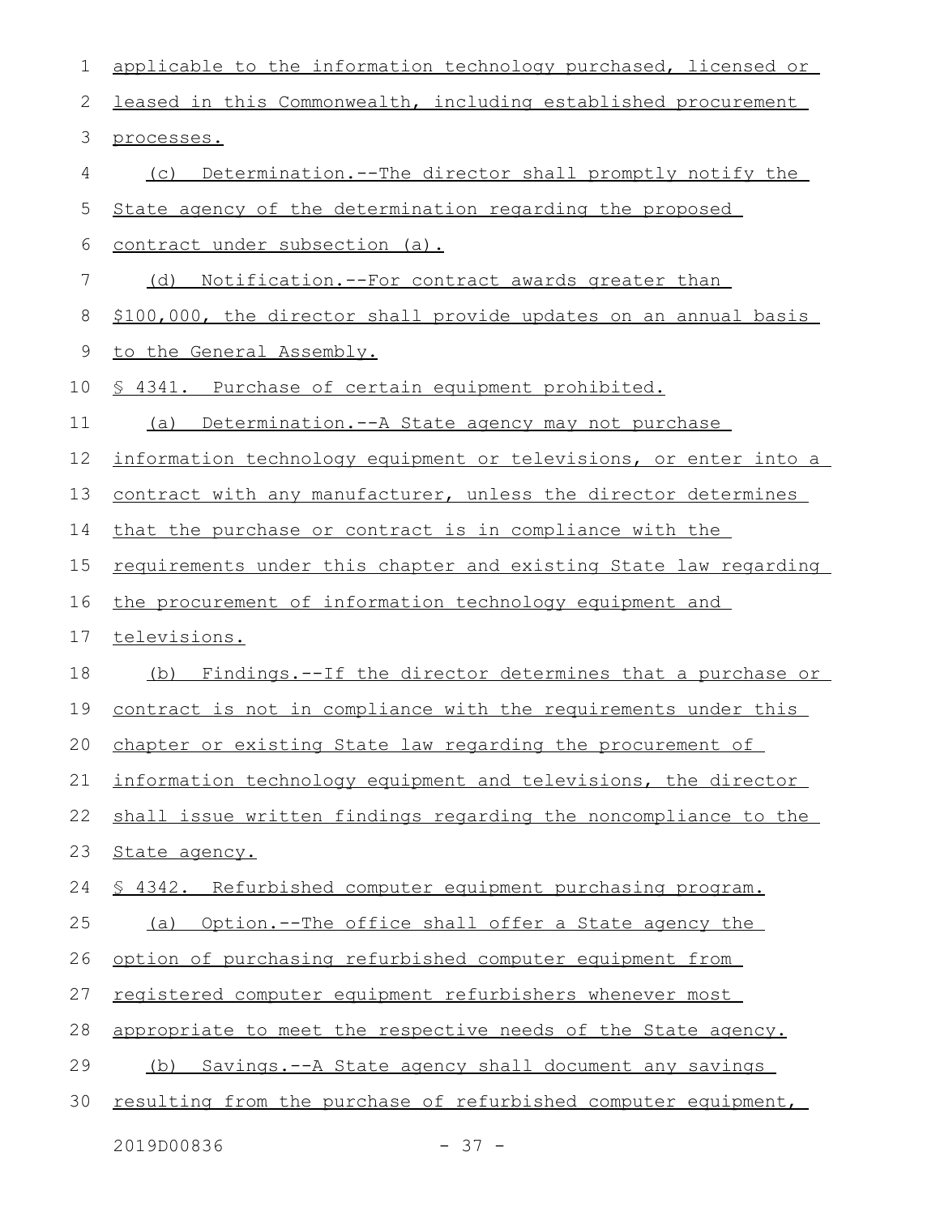applicable to the information technology purchased, licensed or leased in this Commonwealth, including established procurement processes.

(c) Determination.--The director shall promptly notify the State agency of the determination regarding the proposed contract under subsection (a).

(d) Notification.--For contract awards greater than $100,000, the director shall provide updates on an annual basis to the General Assembly.

§ 4341. Purchase of certain equipment prohibited.

(a) Determination.--A State agency may not purchase information technology equipment or televisions, or enter into a contract with any manufacturer, unless the director determines that the purchase or contract is in compliance with the requirements under this chapter and existing State law regarding the procurement of information technology equipment and televisions.

(b) Findings.--If the director determines that a purchase or contract is not in compliance with the requirements under this chapter or existing State law regarding the procurement of information technology equipment and televisions, the director shall issue written findings regarding the noncompliance to the State agency.

§ 4342. Refurbished computer equipment purchasing program.

(a) Option.--The office shall offer a State agency the option of purchasing refurbished computer equipment from registered computer equipment refurbishers whenever most appropriate to meet the respective needs of the State agency.

(b) Savings.--A State agency shall document any savings resulting from the purchase of refurbished computer equipment,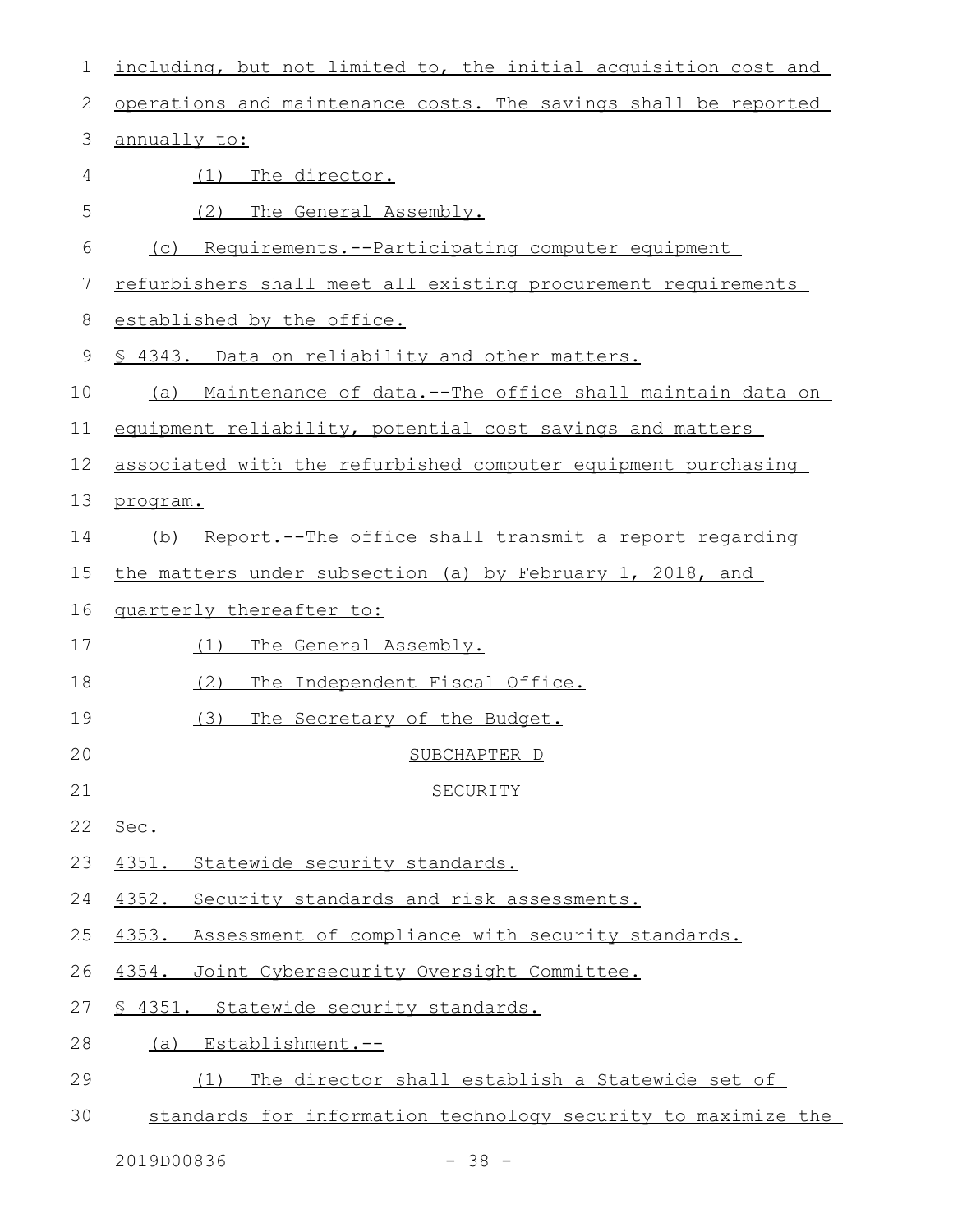including, but not limited to, the initial acquisition cost and operations and maintenance costs. The savings shall be reported annually to:

(1) The director.

(2) The General Assembly.

(c) Requirements.--Participating computer equipment refurbishers shall meet all existing procurement requirements established by the office.

§ 4343. Data on reliability and other matters.

(a) Maintenance of data.--The office shall maintain data on equipment reliability, potential cost savings and matters associated with the refurbished computer equipment purchasing program.

(b) Report.--The office shall transmit a report regarding the matters under subsection (a) by February 1, 2018, and quarterly thereafter to:

(1) The General Assembly.

(2) The Independent Fiscal Office.

(3) The Secretary of the Budget.

SUBCHAPTER D

SECURITY

Sec.

4351. Statewide security standards.

4352. Security standards and risk assessments.

4353. Assessment of compliance with security standards.

4354. Joint Cybersecurity Oversight Committee.

§ 4351. Statewide security standards.

(a) Establishment.--

(1) The director shall establish a Statewide set of standards for information technology security to maximize the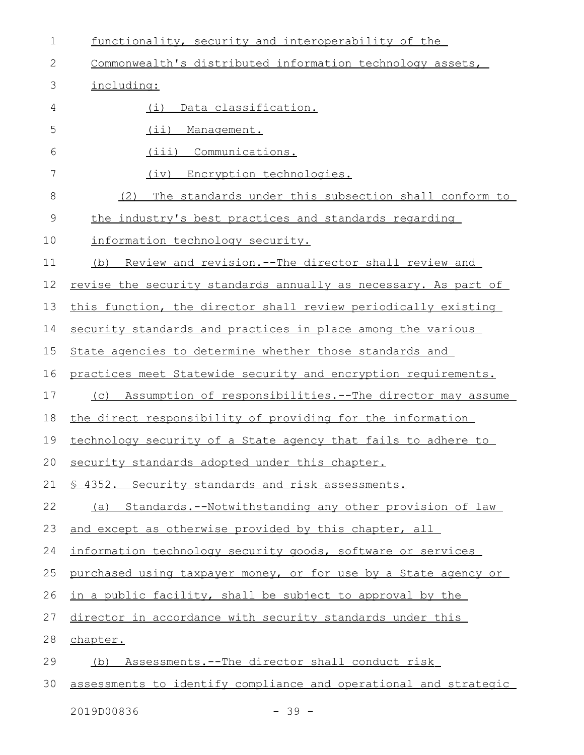functionality, security and interoperability of the Commonwealth's distributed information technology assets, including:

(i) Data classification.

(ii) Management.

(iii) Communications.

(iv) Encryption technologies.

(2) The standards under this subsection shall conform to the industry's best practices and standards regarding information technology security.

(b) Review and revision.--The director shall review and revise the security standards annually as necessary. As part of this function, the director shall review periodically existing security standards and practices in place among the various State agencies to determine whether those standards and practices meet Statewide security and encryption requirements.

(c) Assumption of responsibilities.--The director may assume the direct responsibility of providing for the information technology security of a State agency that fails to adhere to security standards adopted under this chapter.

§ 4352. Security standards and risk assessments.

(a) Standards.--Notwithstanding any other provision of law and except as otherwise provided by this chapter, all information technology security goods, software or services purchased using taxpayer money, or for use by a State agency or in a public facility, shall be subject to approval by the director in accordance with security standards under this chapter.

(b) Assessments.--The director shall conduct risk assessments to identify compliance and operational and strategic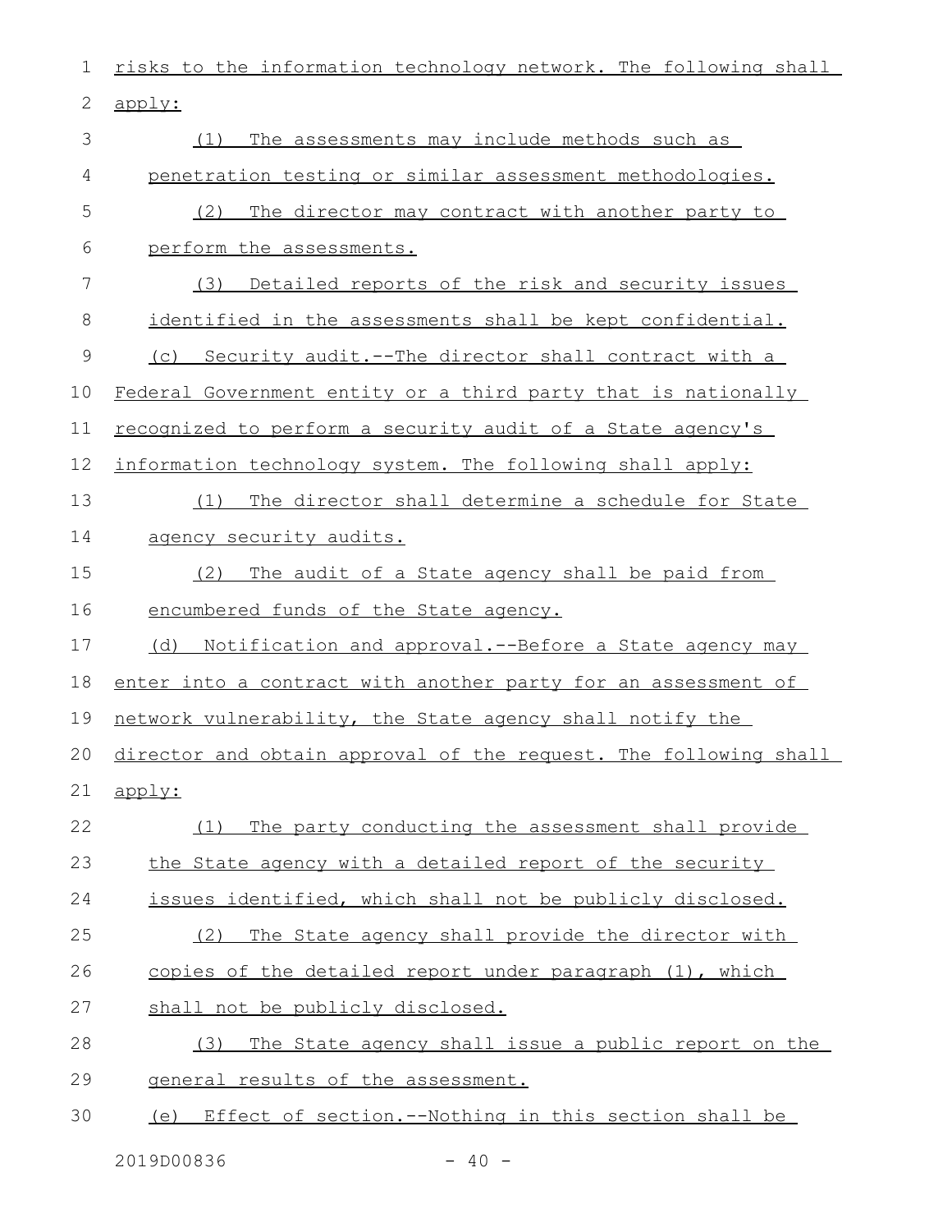risks to the information technology network. The following shall apply:

(1) The assessments may include methods such as penetration testing or similar assessment methodologies.

(2) The director may contract with another party to perform the assessments.

(3) Detailed reports of the risk and security issues identified in the assessments shall be kept confidential.

(c) Security audit.--The director shall contract with a Federal Government entity or a third party that is nationally recognized to perform a security audit of a State agency's information technology system. The following shall apply:

(1) The director shall determine a schedule for State agency security audits.

(2) The audit of a State agency shall be paid from encumbered funds of the State agency.

(d) Notification and approval.--Before a State agency may enter into a contract with another party for an assessment of network vulnerability, the State agency shall notify the director and obtain approval of the request. The following shall apply:

(1) The party conducting the assessment shall provide the State agency with a detailed report of the security issues identified, which shall not be publicly disclosed.

(2) The State agency shall provide the director with copies of the detailed report under paragraph (1), which shall not be publicly disclosed.

(3) The State agency shall issue a public report on the general results of the assessment.

(e) Effect of section.--Nothing in this section shall be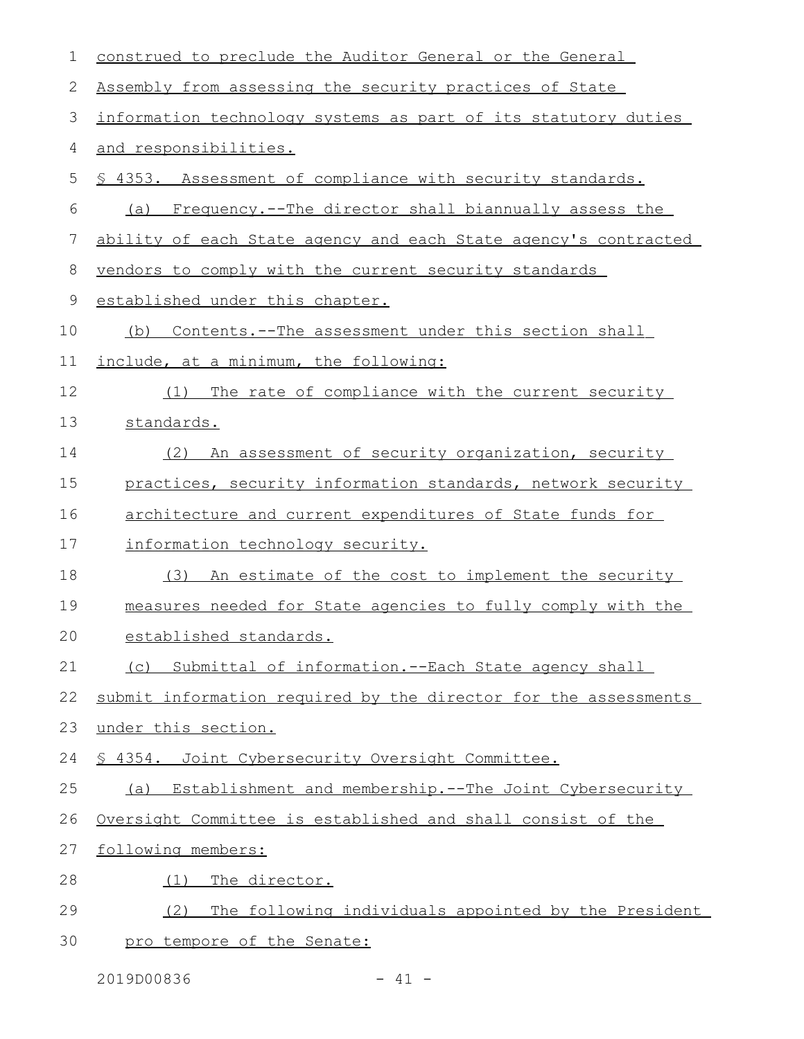construed to preclude the Auditor General or the General Assembly from assessing the security practices of State information technology systems as part of its statutory duties and responsibilities.

§ 4353. Assessment of compliance with security standards.

(a) Frequency.--The director shall biannually assess the ability of each State agency and each State agency's contracted vendors to comply with the current security standards established under this chapter.

(b) Contents.--The assessment under this section shall include, at a minimum, the following:

(1) The rate of compliance with the current security standards.

(2) An assessment of security organization, security practices, security information standards, network security architecture and current expenditures of State funds for information technology security.

(3) An estimate of the cost to implement the security measures needed for State agencies to fully comply with the established standards.

(c) Submittal of information.--Each State agency shall submit information required by the director for the assessments under this section.

§ 4354. Joint Cybersecurity Oversight Committee.

(a) Establishment and membership.--The Joint Cybersecurity Oversight Committee is established and shall consist of the following members:

(1) The director.

(2) The following individuals appointed by the President pro tempore of the Senate: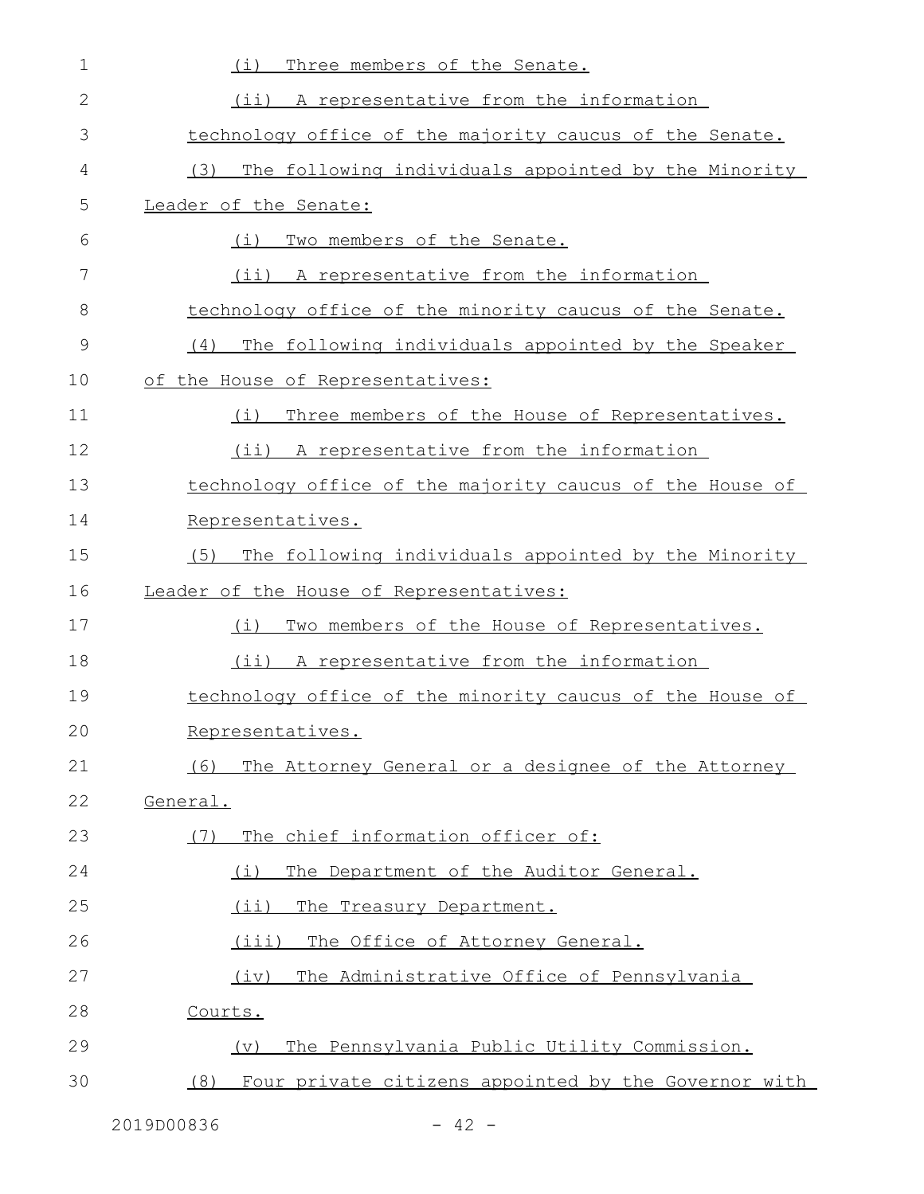(i) Three members of the Senate.

(ii) A representative from the information technology office of the majority caucus of the Senate.

(3) The following individuals appointed by the Minority Leader of the Senate:

(i) Two members of the Senate.

(ii) A representative from the information technology office of the minority caucus of the Senate.

(4) The following individuals appointed by the Speaker of the House of Representatives:

(i) Three members of the House of Representatives.

(ii) A representative from the information technology office of the majority caucus of the House of Representatives.

(5) The following individuals appointed by the Minority Leader of the House of Representatives:

(i) Two members of the House of Representatives.

(ii) A representative from the information technology office of the minority caucus of the House of Representatives.

(6) The Attorney General or a designee of the Attorney General.

(7) The chief information officer of:

(i) The Department of the Auditor General.

(ii) The Treasury Department.

(iii) The Office of Attorney General.

(iv) The Administrative Office of Pennsylvania Courts.

(v) The Pennsylvania Public Utility Commission.

(8) Four private citizens appointed by the Governor with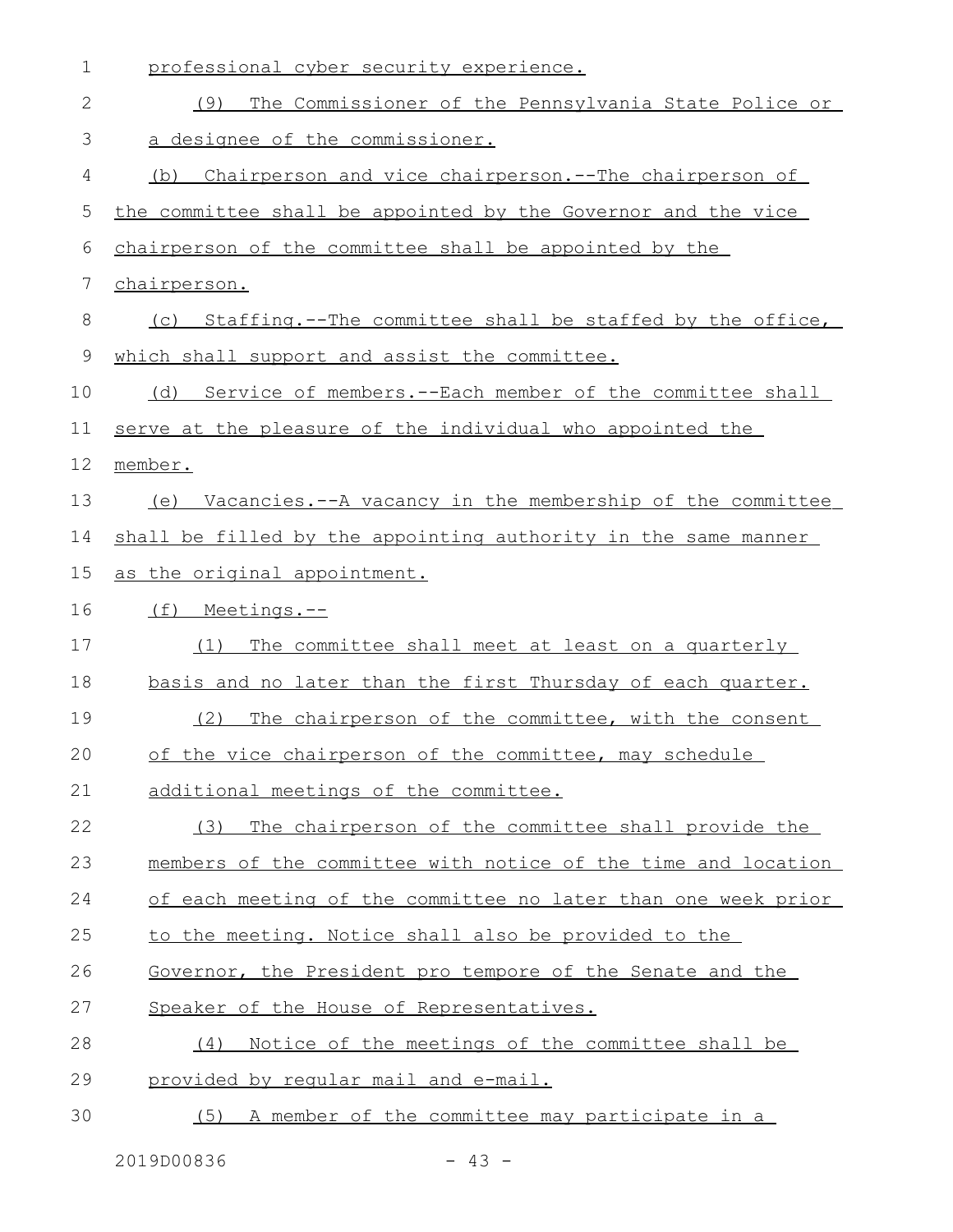professional cyber security experience.

(9) The Commissioner of the Pennsylvania State Police or a designee of the commissioner.

(b) Chairperson and vice chairperson.--The chairperson of the committee shall be appointed by the Governor and the vice chairperson of the committee shall be appointed by the chairperson.

(c) Staffing.--The committee shall be staffed by the office, which shall support and assist the committee.

(d) Service of members.--Each member of the committee shall serve at the pleasure of the individual who appointed the member.

(e) Vacancies.--A vacancy in the membership of the committee shall be filled by the appointing authority in the same manner as the original appointment.

(f) Meetings.--

(1) The committee shall meet at least on a quarterly basis and no later than the first Thursday of each quarter.

(2) The chairperson of the committee, with the consent of the vice chairperson of the committee, may schedule additional meetings of the committee.

(3) The chairperson of the committee shall provide the members of the committee with notice of the time and location of each meeting of the committee no later than one week prior to the meeting. Notice shall also be provided to the Governor, the President pro tempore of the Senate and the Speaker of the House of Representatives.

(4) Notice of the meetings of the committee shall be provided by regular mail and e-mail.

(5) A member of the committee may participate in a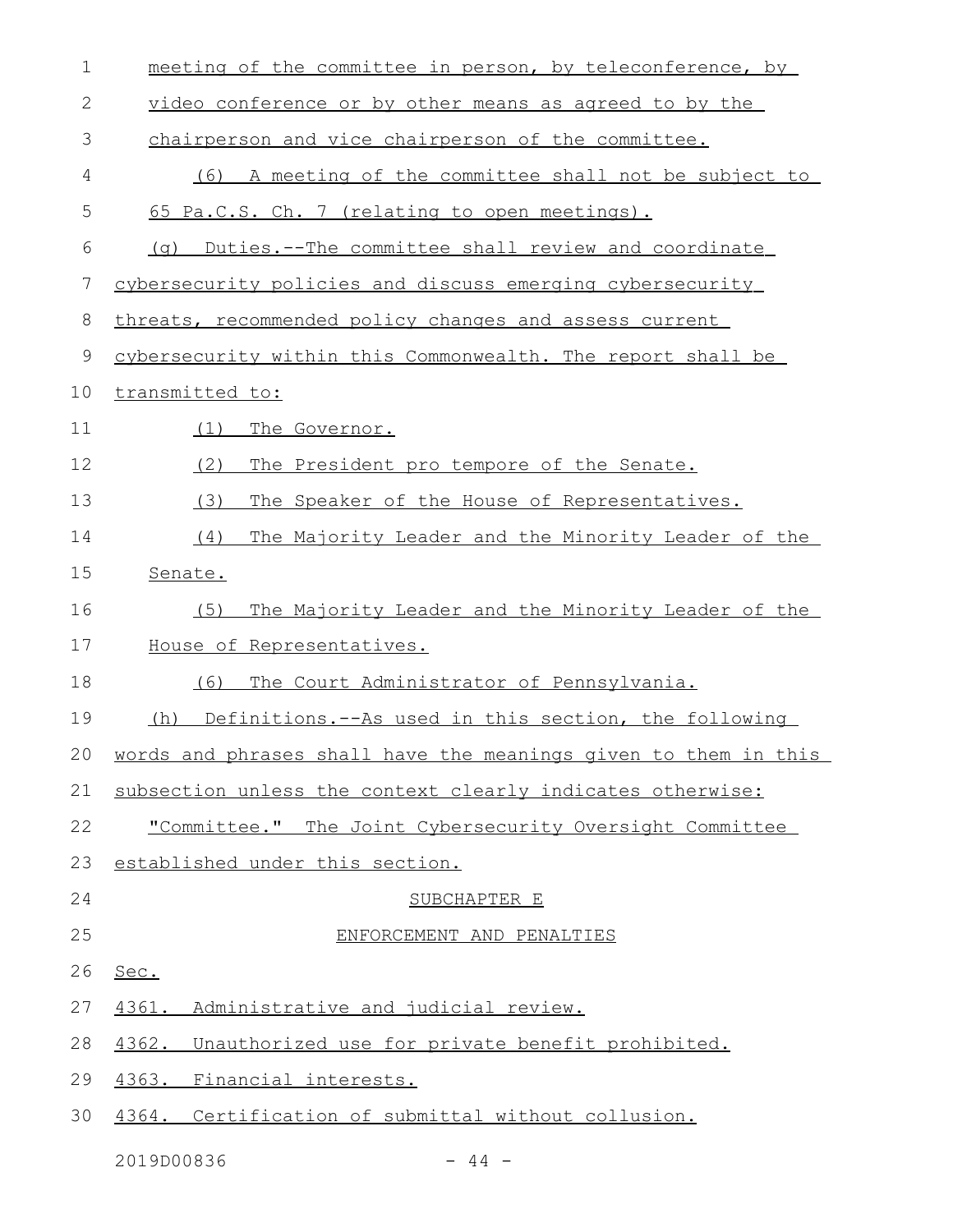meeting of the committee in person, by teleconference, by video conference or by other means as agreed to by the chairperson and vice chairperson of the committee.

(6) A meeting of the committee shall not be subject to 65 Pa.C.S. Ch. 7 (relating to open meetings).

(g) Duties.--The committee shall review and coordinate cybersecurity policies and discuss emerging cybersecurity threats, recommended policy changes and assess current cybersecurity within this Commonwealth. The report shall be transmitted to:

(1) The Governor.

(2) The President pro tempore of the Senate.

(3) The Speaker of the House of Representatives.

(4) The Majority Leader and the Minority Leader of the Senate.

(5) The Majority Leader and the Minority Leader of the House of Representatives.

(6) The Court Administrator of Pennsylvania.

(h) Definitions.--As used in this section, the following words and phrases shall have the meanings given to them in this subsection unless the context clearly indicates otherwise:

"Committee." The Joint Cybersecurity Oversight Committee established under this section.

SUBCHAPTER E

ENFORCEMENT AND PENALTIES

Sec.

4361. Administrative and judicial review.

4362. Unauthorized use for private benefit prohibited.

4363. Financial interests.

4364. Certification of submittal without collusion.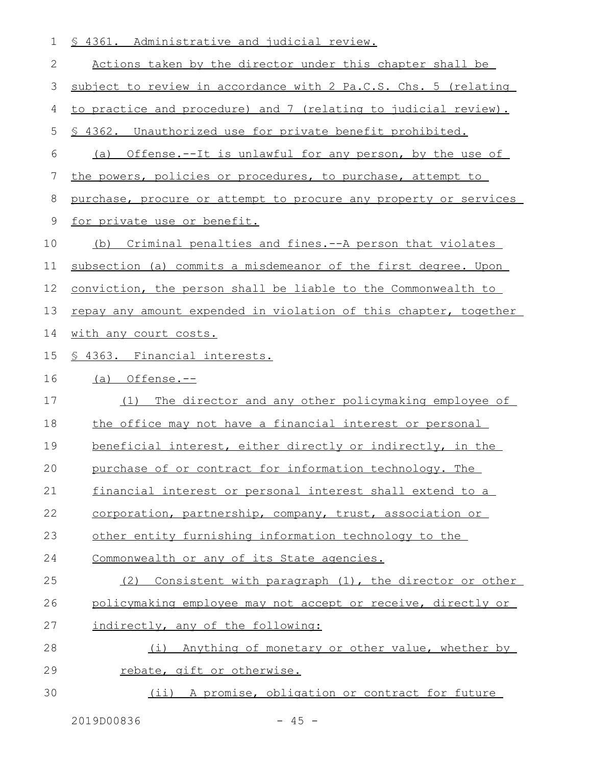§ 4361. Administrative and judicial review.

Actions taken by the director under this chapter shall be subject to review in accordance with 2 Pa.C.S. Chs. 5 (relating to practice and procedure) and 7 (relating to judicial review).

§ 4362. Unauthorized use for private benefit prohibited.

(a) Offense.--It is unlawful for any person, by the use of the powers, policies or procedures, to purchase, attempt to purchase, procure or attempt to procure any property or services for private use or benefit.

(b) Criminal penalties and fines.--A person that violates subsection (a) commits a misdemeanor of the first degree. Upon conviction, the person shall be liable to the Commonwealth to repay any amount expended in violation of this chapter, together with any court costs.

§ 4363. Financial interests.

(a) Offense.--

(1) The director and any other policymaking employee of the office may not have a financial interest or personal beneficial interest, either directly or indirectly, in the purchase of or contract for information technology. The financial interest or personal interest shall extend to a corporation, partnership, company, trust, association or other entity furnishing information technology to the Commonwealth or any of its State agencies.

(2) Consistent with paragraph (1), the director or other policymaking employee may not accept or receive, directly or indirectly, any of the following:

(i) Anything of monetary or other value, whether by rebate, gift or otherwise.

(ii) A promise, obligation or contract for future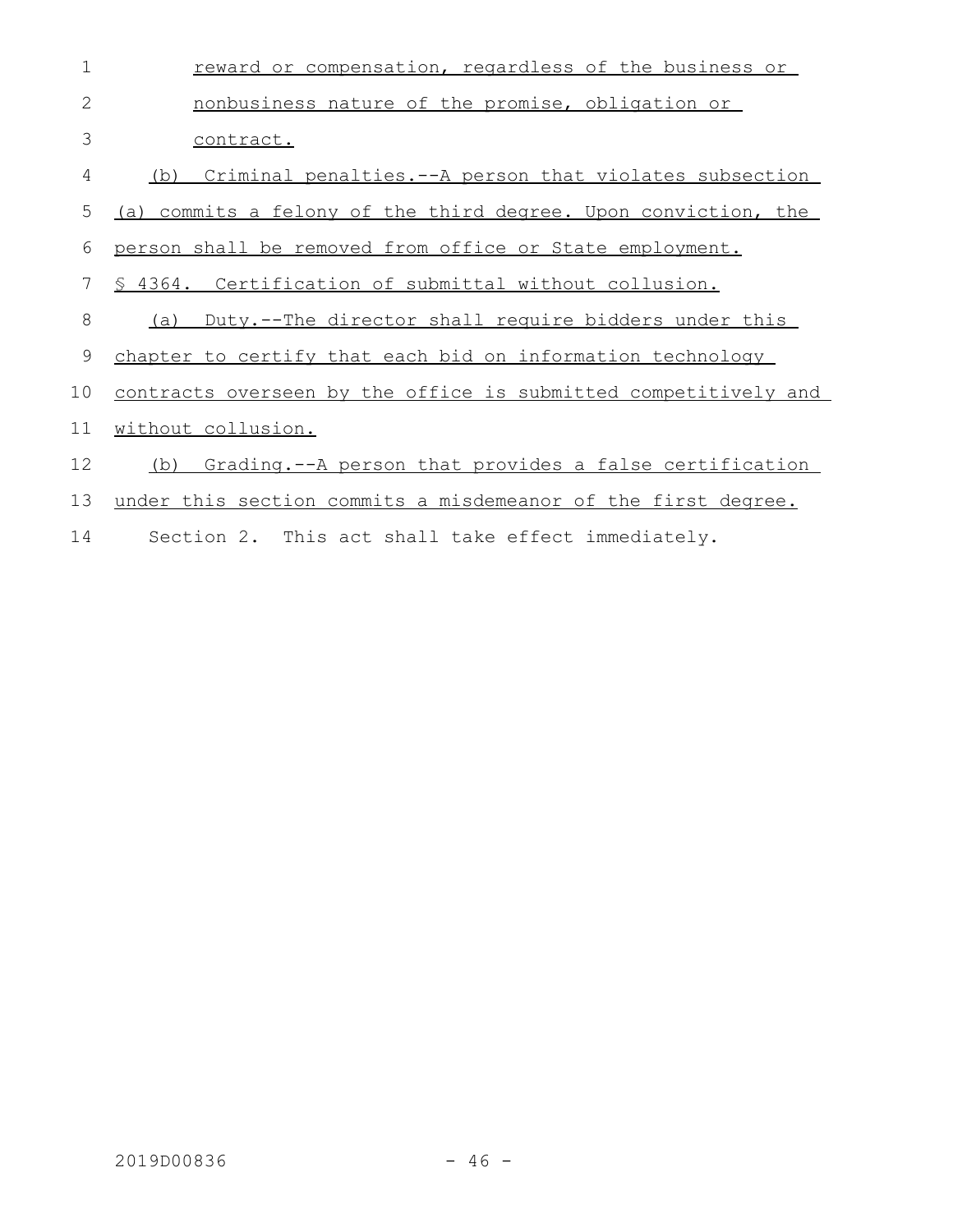reward or compensation, regardless of the business or nonbusiness nature of the promise, obligation or contract.

(b) Criminal penalties.--A person that violates subsection (a) commits a felony of the third degree. Upon conviction, the person shall be removed from office or State employment.

§ 4364. Certification of submittal without collusion.

(a) Duty.--The director shall require bidders under this chapter to certify that each bid on information technology contracts overseen by the office is submitted competitively and without collusion.

(b) Grading.--A person that provides a false certification under this section commits a misdemeanor of the first degree.

Section 2. This act shall take effect immediately.